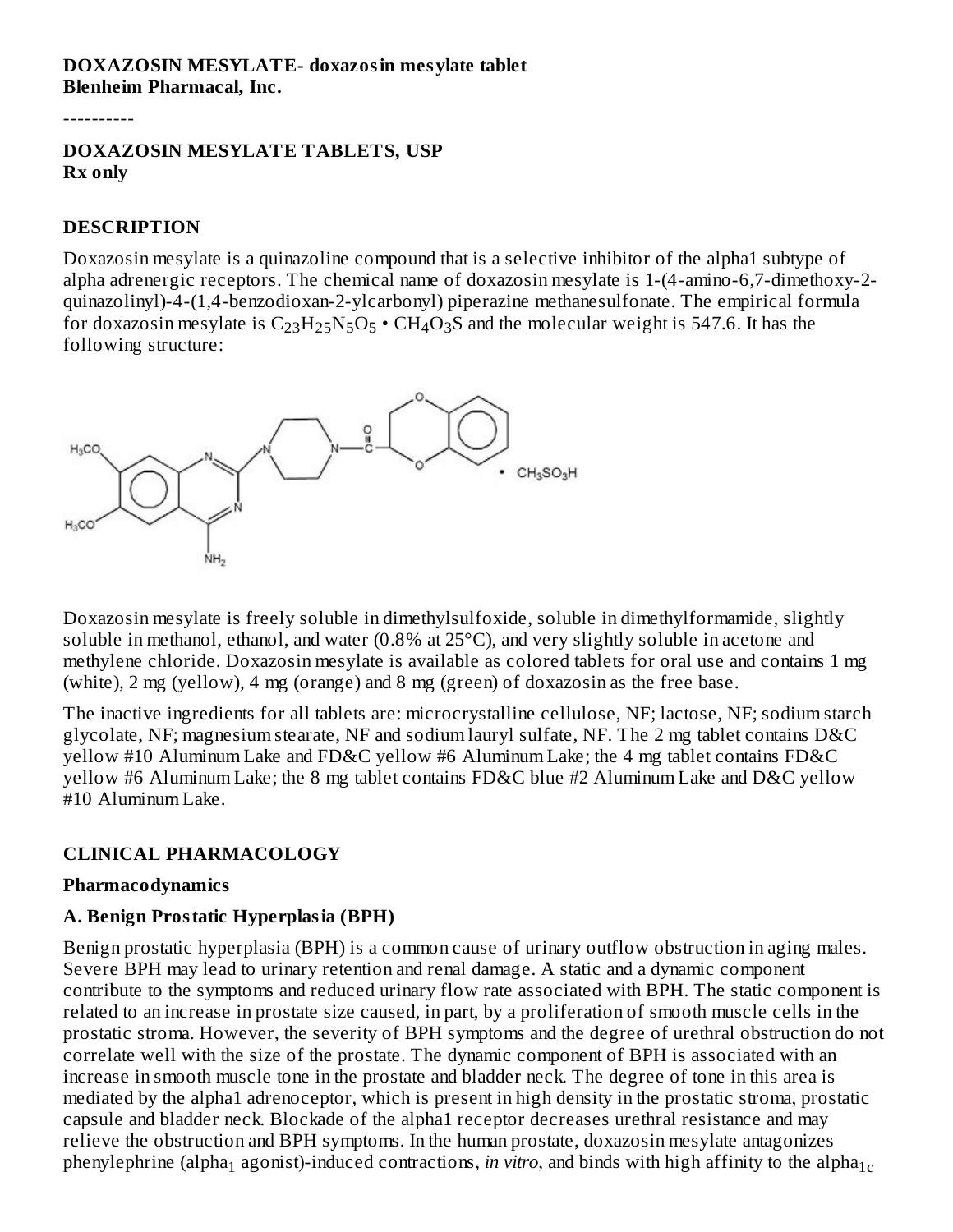**DOXAZOSIN MESYLATE- doxazosin mesylate tablet**
**Blenheim Pharmacal, Inc.**

----------

**DOXAZOSIN MESYLATE TABLETS, USP**
**Rx only**

## DESCRIPTION

Doxazosin mesylate is a quinazoline compound that is a selective inhibitor of the alpha1 subtype of alpha adrenergic receptors. The chemical name of doxazosin mesylate is 1-(4-amino-6,7-dimethoxy-2-quinazolinyl)-4-(1,4-benzodioxan-2-ylcarbonyl) piperazine methanesulfonate. The empirical formula for doxazosin mesylate is $C_{23}H_{25}N_5O_5 \cdot CH_4O_3S$ and the molecular weight is 547.6. It has the following structure:

Doxazosin mesylate is freely soluble in dimethylsulfoxide, soluble in dimethylformamide, slightly soluble in methanol, ethanol, and water (0.8% at 25°C), and very slightly soluble in acetone and methylene chloride. Doxazosin mesylate is available as colored tablets for oral use and contains 1 mg (white), 2 mg (yellow), 4 mg (orange) and 8 mg (green) of doxazosin as the free base.

The inactive ingredients for all tablets are: microcrystalline cellulose, NF; lactose, NF; sodium starch glycolate, NF; magnesium stearate, NF and sodium lauryl sulfate, NF. The 2 mg tablet contains D&C yellow #10 Aluminum Lake and FD&C yellow #6 Aluminum Lake; the 4 mg tablet contains FD&C yellow #6 Aluminum Lake; the 8 mg tablet contains FD&C blue #2 Aluminum Lake and D&C yellow #10 Aluminum Lake.

## CLINICAL PHARMACOLOGY

### Pharmacodynamics

### A. Benign Prostatic Hyperplasia (BPH)

Benign prostatic hyperplasia (BPH) is a common cause of urinary outflow obstruction in aging males. Severe BPH may lead to urinary retention and renal damage. A static and a dynamic component contribute to the symptoms and reduced urinary flow rate associated with BPH. The static component is related to an increase in prostate size caused, in part, by a proliferation of smooth muscle cells in the prostatic stroma. However, the severity of BPH symptoms and the degree of urethral obstruction do not correlate well with the size of the prostate. The dynamic component of BPH is associated with an increase in smooth muscle tone in the prostate and bladder neck. The degree of tone in this area is mediated by the alpha1 adrenoceptor, which is present in high density in the prostatic stroma, prostatic capsule and bladder neck. Blockade of the alpha1 receptor decreases urethral resistance and may relieve the obstruction and BPH symptoms. In the human prostate, doxazosin mesylate antagonizes phenylephrine ($alpha_1$ agonist)-induced contractions, *in vitro,* and binds with high affinity to the $alpha_{1c}$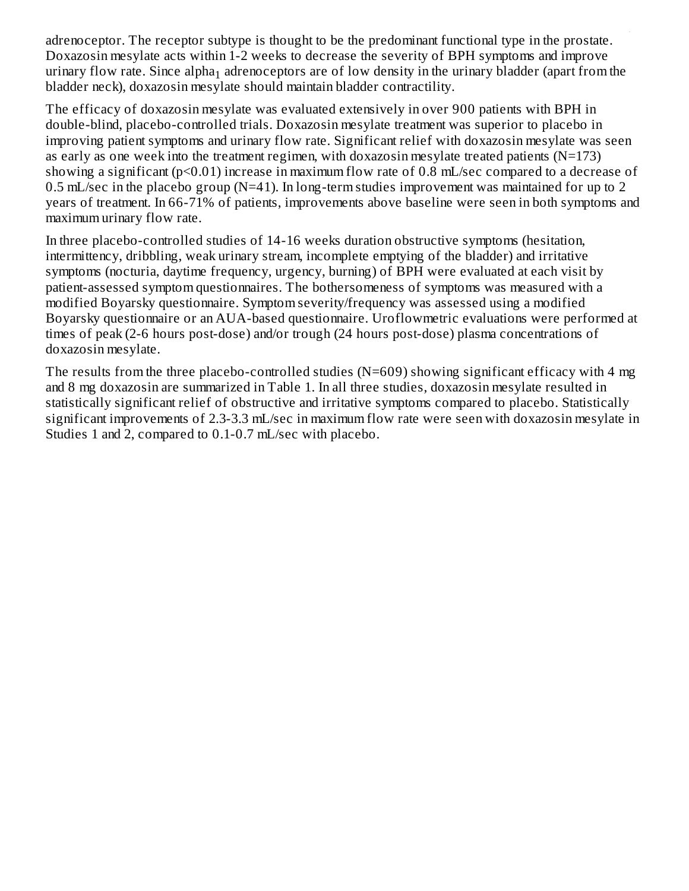adrenoceptor. The receptor subtype is thought to be the predominant functional type in the prostate. Doxazosin mesylate acts within 1-2 weeks to decrease the severity of BPH symptoms and improve urinary flow rate. Since $alpha_1$ adrenoceptors are of low density in the urinary bladder (apart from the bladder neck), doxazosin mesylate should maintain bladder contractility.

The efficacy of doxazosin mesylate was evaluated extensively in over 900 patients with BPH in double-blind, placebo-controlled trials. Doxazosin mesylate treatment was superior to placebo in improving patient symptoms and urinary flow rate. Significant relief with doxazosin mesylate was seen as early as one week into the treatment regimen, with doxazosin mesylate treated patients (N=173) showing a significant ($p<0.01$) increase in maximum flow rate of 0.8 mL/sec compared to a decrease of 0.5 mL/sec in the placebo group (N=41). In long-term studies improvement was maintained for up to 2 years of treatment. In 66-71% of patients, improvements above baseline were seen in both symptoms and maximum urinary flow rate.

In three placebo-controlled studies of 14-16 weeks duration obstructive symptoms (hesitation, intermittency, dribbling, weak urinary stream, incomplete emptying of the bladder) and irritative symptoms (nocturia, daytime frequency, urgency, burning) of BPH were evaluated at each visit by patient-assessed symptom questionnaires. The bothersomeness of symptoms was measured with a modified Boyarsky questionnaire. Symptom severity/frequency was assessed using a modified Boyarsky questionnaire or an AUA-based questionnaire. Uroflowmetric evaluations were performed at times of peak (2-6 hours post-dose) and/or trough (24 hours post-dose) plasma concentrations of doxazosin mesylate.

The results from the three placebo-controlled studies (N=609) showing significant efficacy with 4 mg and 8 mg doxazosin are summarized in Table 1. In all three studies, doxazosin mesylate resulted in statistically significant relief of obstructive and irritative symptoms compared to placebo. Statistically significant improvements of 2.3-3.3 mL/sec in maximum flow rate were seen with doxazosin mesylate in Studies 1 and 2, compared to 0.1-0.7 mL/sec with placebo.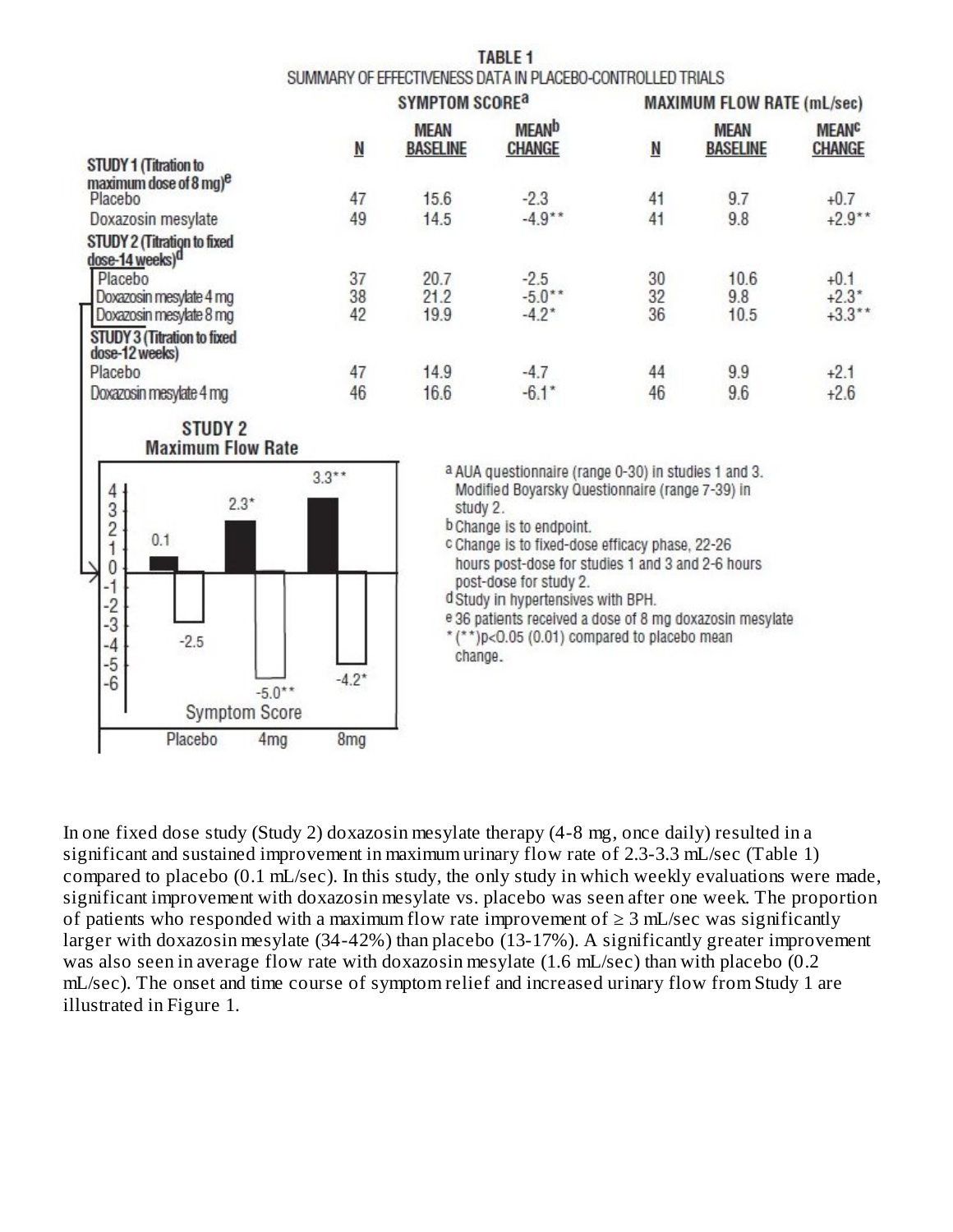**TABLE 1**

**SUMMARY OF EFFECTIVENESS DATA IN PLACEBO-CONTROLLED TRIALS**

| | SYMPTOM SCORE[a] | | | MAXIMUM FLOW RATE (mL/sec) | | |
|---|---|---|---|---|---|---|
| | N | MEAN BASELINE | MEAN[b] CHANGE | N | MEAN BASELINE | MEAN[c] CHANGE |
| **STUDY 1 (Titration to maximum dose of 8 mg)[e]** | | | | | | |
| Placebo | 47 | 15.6 | -2.3 | 41 | 9.7 | +0.7 |
| Doxazosin mesylate | 49 | 14.5 | -4.9** | 41 | 9.8 | +2.9** |
| **STUDY 2 (Titration to fixed dose-14 weeks)[d]** | | | | | | |
| Placebo | 37 | 20.7 | -2.5 | 30 | 10.6 | +0.1 |
| Doxazosin mesylate 4 mg | 38 | 21.2 | -5.0** | 32 | 9.8 | +2.3* |
| Doxazosin mesylate 8 mg | 42 | 19.9 | -4.2* | 36 | 10.5 | +3.3** |
| **STUDY 3 (Titration to fixed dose-12 weeks)** | | | | | | |
| Placebo | 47 | 14.9 | -4.7 | 44 | 9.9 | +2.1 |
| Doxazosin mesylate 4 mg | 46 | 16.6 | -6.1* | 46 | 9.6 | +2.6 |

**STUDY 2**
**Maximum Flow Rate**

| | Placebo | 4mg | 8mg |
|---|---|---|---|
| Maximum Flow Rate | 0.1 | 2.3* | 3.3** |
| Symptom Score | -2.5 | -5.0** | -4.2* |

a AUA questionnaire (range 0-30) in studies 1 and 3. Modified Boyarsky Questionnaire (range 7-39) in study 2.

b Change is to endpoint.

c Change is to fixed-dose efficacy phase, 22-26 hours post-dose for studies 1 and 3 and 2-6 hours post-dose for study 2.

d Study in hypertensives with BPH.

e 36 patients received a dose of 8 mg doxazosin mesylate

* (**)p<0.05 (0.01) compared to placebo mean change.

In one fixed dose study (Study 2) doxazosin mesylate therapy (4-8 mg, once daily) resulted in a significant and sustained improvement in maximum urinary flow rate of 2.3-3.3 mL/sec (Table 1) compared to placebo (0.1 mL/sec). In this study, the only study in which weekly evaluations were made, significant improvement with doxazosin mesylate vs. placebo was seen after one week. The proportion of patients who responded with a maximum flow rate improvement of ≥ 3 mL/sec was significantly larger with doxazosin mesylate (34-42%) than placebo (13-17%). A significantly greater improvement was also seen in average flow rate with doxazosin mesylate (1.6 mL/sec) than with placebo (0.2 mL/sec). The onset and time course of symptom relief and increased urinary flow from Study 1 are illustrated in Figure 1.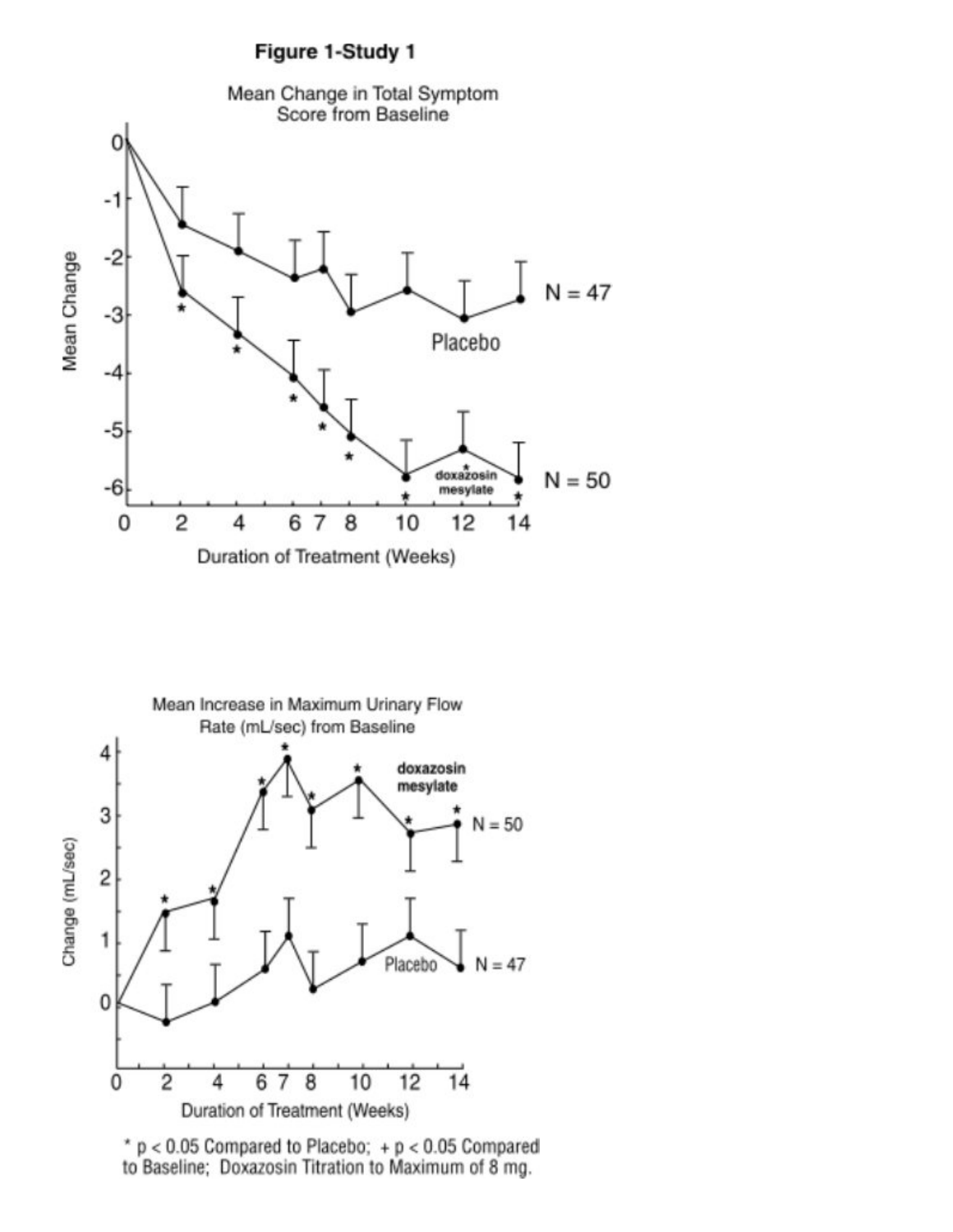**Figure 1-Study 1**

Mean Change in Total Symptom Score from Baseline

Mean Increase in Maximum Urinary Flow Rate (mL/sec) from Baseline

* $p < 0.05$ Compared to Placebo; + $p < 0.05$ Compared to Baseline; Doxazosin Titration to Maximum of 8 mg.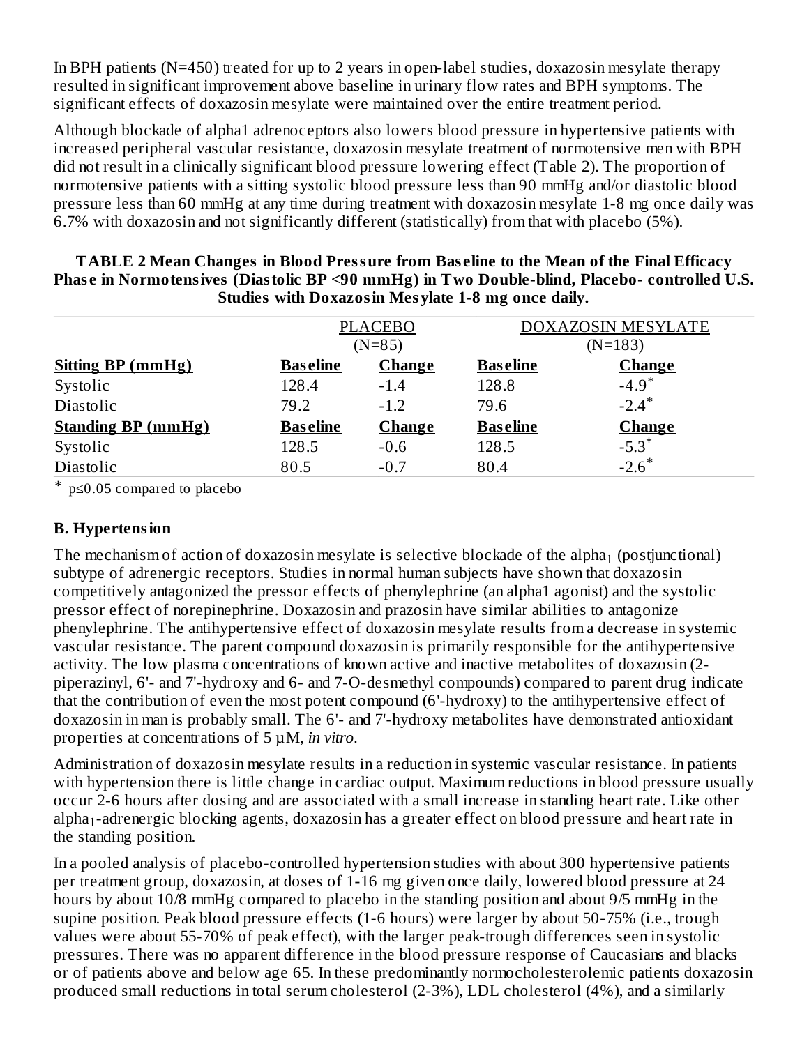In BPH patients (N=450) treated for up to 2 years in open-label studies, doxazosin mesylate therapy resulted in significant improvement above baseline in urinary flow rates and BPH symptoms. The significant effects of doxazosin mesylate were maintained over the entire treatment period.

Although blockade of alpha1 adrenoceptors also lowers blood pressure in hypertensive patients with increased peripheral vascular resistance, doxazosin mesylate treatment of normotensive men with BPH did not result in a clinically significant blood pressure lowering effect (Table 2). The proportion of normotensive patients with a sitting systolic blood pressure less than 90 mmHg and/or diastolic blood pressure less than 60 mmHg at any time during treatment with doxazosin mesylate 1-8 mg once daily was 6.7% with doxazosin and not significantly different (statistically) from that with placebo (5%).

**TABLE 2 Mean Changes in Blood Pressure from Baseline to the Mean of the Final Efficacy Phase in Normotensives (Diastolic BP <90 mmHg) in Two Double-blind, Placebo- controlled U.S. Studies with Doxazosin Mesylate 1-8 mg once daily.**

| | PLACEBO (N=85) | | DOXAZOSIN MESYLATE (N=183) | |
|---|---|---|---|---|
| **Sitting BP (mmHg)** | **Baseline** | **Change** | **Baseline** | **Change** |
| Systolic | 128.4 | -1.4 | 128.8 | -4.9* |
| Diastolic | 79.2 | -1.2 | 79.6 | -2.4* |
| **Standing BP (mmHg)** | **Baseline** | **Change** | **Baseline** | **Change** |
| Systolic | 128.5 | -0.6 | 128.5 | -5.3* |
| Diastolic | 80.5 | -0.7 | 80.4 | -2.6* |

\* $p \leq 0.05$ compared to placebo

### B. Hypertension

The mechanism of action of doxazosin mesylate is selective blockade of the $alpha_1$ (postjunctional) subtype of adrenergic receptors. Studies in normal human subjects have shown that doxazosin competitively antagonized the pressor effects of phenylephrine (an alpha1 agonist) and the systolic pressor effect of norepinephrine. Doxazosin and prazosin have similar abilities to antagonize phenylephrine. The antihypertensive effect of doxazosin mesylate results from a decrease in systemic vascular resistance. The parent compound doxazosin is primarily responsible for the antihypertensive activity. The low plasma concentrations of known active and inactive metabolites of doxazosin (2-piperazinyl, 6'- and 7'-hydroxy and 6- and 7-O-desmethyl compounds) compared to parent drug indicate that the contribution of even the most potent compound (6'-hydroxy) to the antihypertensive effect of doxazosin in man is probably small. The 6'- and 7'-hydroxy metabolites have demonstrated antioxidant properties at concentrations of 5 µM, *in vitro*.

Administration of doxazosin mesylate results in a reduction in systemic vascular resistance. In patients with hypertension there is little change in cardiac output. Maximum reductions in blood pressure usually occur 2-6 hours after dosing and are associated with a small increase in standing heart rate. Like other $alpha_1$-adrenergic blocking agents, doxazosin has a greater effect on blood pressure and heart rate in the standing position.

In a pooled analysis of placebo-controlled hypertension studies with about 300 hypertensive patients per treatment group, doxazosin, at doses of 1-16 mg given once daily, lowered blood pressure at 24 hours by about 10/8 mmHg compared to placebo in the standing position and about 9/5 mmHg in the supine position. Peak blood pressure effects (1-6 hours) were larger by about 50-75% (i.e., trough values were about 55-70% of peak effect), with the larger peak-trough differences seen in systolic pressures. There was no apparent difference in the blood pressure response of Caucasians and blacks or of patients above and below age 65. In these predominantly normocholesterolemic patients doxazosin produced small reductions in total serum cholesterol (2-3%), LDL cholesterol (4%), and a similarly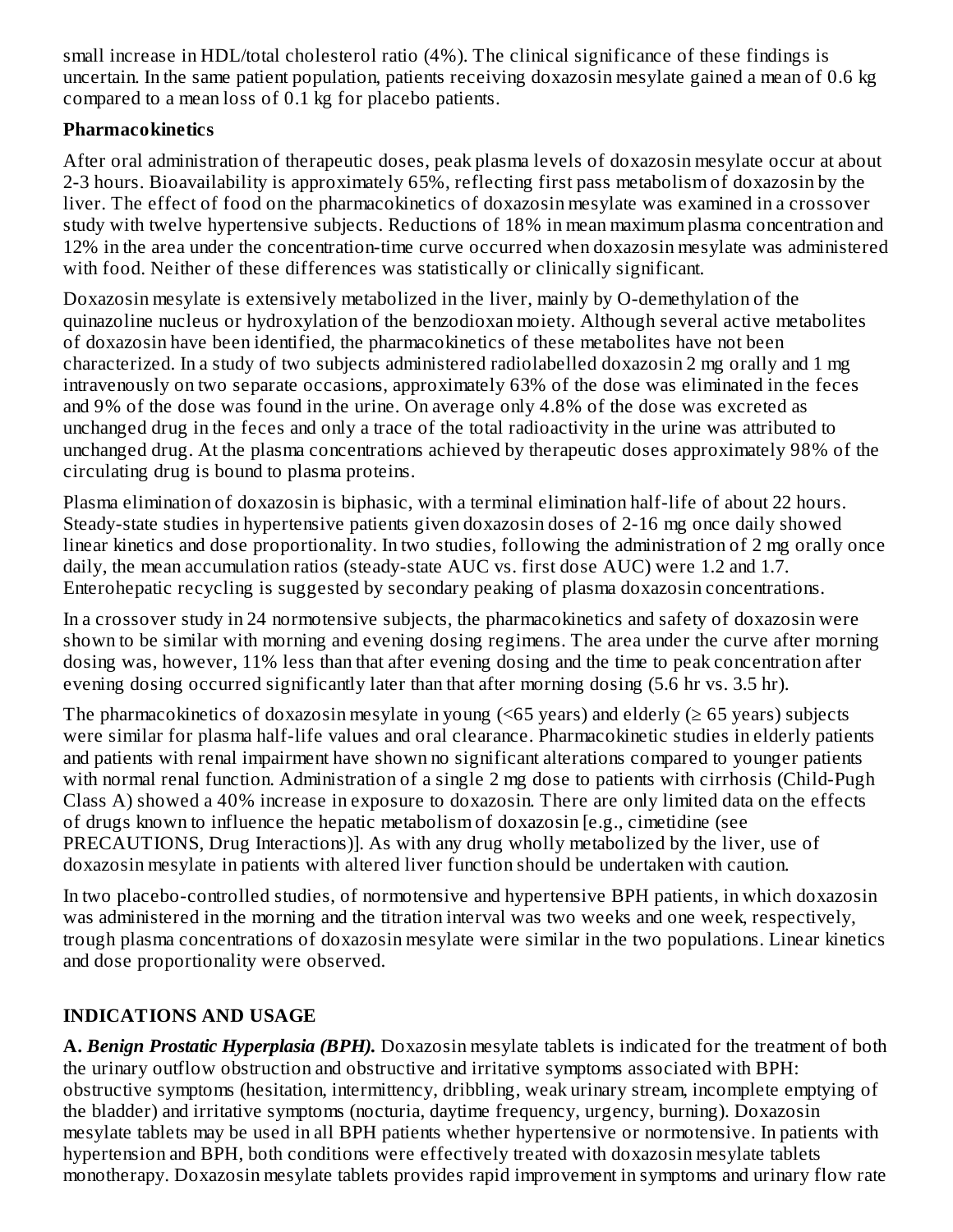small increase in HDL/total cholesterol ratio (4%). The clinical significance of these findings is uncertain. In the same patient population, patients receiving doxazosin mesylate gained a mean of 0.6 kg compared to a mean loss of 0.1 kg for placebo patients.

**Pharmacokinetics**

After oral administration of therapeutic doses, peak plasma levels of doxazosin mesylate occur at about 2-3 hours. Bioavailability is approximately 65%, reflecting first pass metabolism of doxazosin by the liver. The effect of food on the pharmacokinetics of doxazosin mesylate was examined in a crossover study with twelve hypertensive subjects. Reductions of 18% in mean maximum plasma concentration and 12% in the area under the concentration-time curve occurred when doxazosin mesylate was administered with food. Neither of these differences was statistically or clinically significant.

Doxazosin mesylate is extensively metabolized in the liver, mainly by O-demethylation of the quinazoline nucleus or hydroxylation of the benzodioxan moiety. Although several active metabolites of doxazosin have been identified, the pharmacokinetics of these metabolites have not been characterized. In a study of two subjects administered radiolabelled doxazosin 2 mg orally and 1 mg intravenously on two separate occasions, approximately 63% of the dose was eliminated in the feces and 9% of the dose was found in the urine. On average only 4.8% of the dose was excreted as unchanged drug in the feces and only a trace of the total radioactivity in the urine was attributed to unchanged drug. At the plasma concentrations achieved by therapeutic doses approximately 98% of the circulating drug is bound to plasma proteins.

Plasma elimination of doxazosin is biphasic, with a terminal elimination half-life of about 22 hours. Steady-state studies in hypertensive patients given doxazosin doses of 2-16 mg once daily showed linear kinetics and dose proportionality. In two studies, following the administration of 2 mg orally once daily, the mean accumulation ratios (steady-state AUC vs. first dose AUC) were 1.2 and 1.7. Enterohepatic recycling is suggested by secondary peaking of plasma doxazosin concentrations.

In a crossover study in 24 normotensive subjects, the pharmacokinetics and safety of doxazosin were shown to be similar with morning and evening dosing regimens. The area under the curve after morning dosing was, however, 11% less than that after evening dosing and the time to peak concentration after evening dosing occurred significantly later than that after morning dosing (5.6 hr vs. 3.5 hr).

The pharmacokinetics of doxazosin mesylate in young (<65 years) and elderly (≥ 65 years) subjects were similar for plasma half-life values and oral clearance. Pharmacokinetic studies in elderly patients and patients with renal impairment have shown no significant alterations compared to younger patients with normal renal function. Administration of a single 2 mg dose to patients with cirrhosis (Child-Pugh Class A) showed a 40% increase in exposure to doxazosin. There are only limited data on the effects of drugs known to influence the hepatic metabolism of doxazosin [e.g., cimetidine (see PRECAUTIONS, Drug Interactions)]. As with any drug wholly metabolized by the liver, use of doxazosin mesylate in patients with altered liver function should be undertaken with caution.

In two placebo-controlled studies, of normotensive and hypertensive BPH patients, in which doxazosin was administered in the morning and the titration interval was two weeks and one week, respectively, trough plasma concentrations of doxazosin mesylate were similar in the two populations. Linear kinetics and dose proportionality were observed.

## INDICATIONS AND USAGE

**A. *Benign Prostatic Hyperplasia (BPH).*** Doxazosin mesylate tablets is indicated for the treatment of both the urinary outflow obstruction and obstructive and irritative symptoms associated with BPH: obstructive symptoms (hesitation, intermittency, dribbling, weak urinary stream, incomplete emptying of the bladder) and irritative symptoms (nocturia, daytime frequency, urgency, burning). Doxazosin mesylate tablets may be used in all BPH patients whether hypertensive or normotensive. In patients with hypertension and BPH, both conditions were effectively treated with doxazosin mesylate tablets monotherapy. Doxazosin mesylate tablets provides rapid improvement in symptoms and urinary flow rate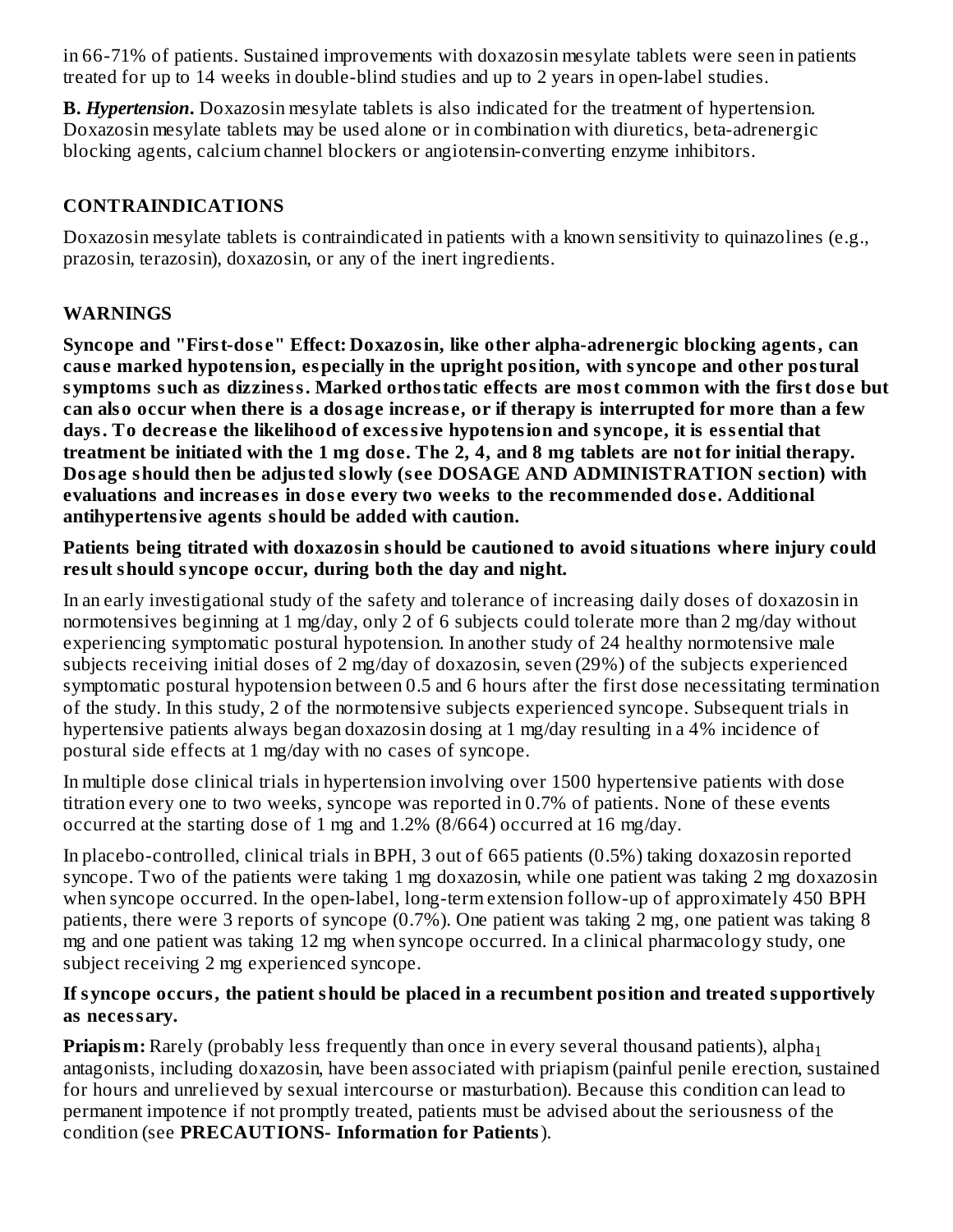in 66-71% of patients. Sustained improvements with doxazosin mesylate tablets were seen in patients treated for up to 14 weeks in double-blind studies and up to 2 years in open-label studies.

**B. *Hypertension*.** Doxazosin mesylate tablets is also indicated for the treatment of hypertension. Doxazosin mesylate tablets may be used alone or in combination with diuretics, beta-adrenergic blocking agents, calcium channel blockers or angiotensin-converting enzyme inhibitors.

## CONTRAINDICATIONS

Doxazosin mesylate tablets is contraindicated in patients with a known sensitivity to quinazolines (e.g., prazosin, terazosin), doxazosin, or any of the inert ingredients.

## WARNINGS

**Syncope and "First-dose" Effect: Doxazosin, like other alpha-adrenergic blocking agents, can cause marked hypotension, especially in the upright position, with syncope and other postural symptoms such as dizziness. Marked orthostatic effects are most common with the first dose but can also occur when there is a dosage increase, or if therapy is interrupted for more than a few days. To decrease the likelihood of excessive hypotension and syncope, it is essential that treatment be initiated with the 1 mg dose. The 2, 4, and 8 mg tablets are not for initial therapy. Dosage should then be adjusted slowly (see DOSAGE AND ADMINISTRATION section) with evaluations and increases in dose every two weeks to the recommended dose. Additional antihypertensive agents should be added with caution.**

**Patients being titrated with doxazosin should be cautioned to avoid situations where injury could result should syncope occur, during both the day and night.**

In an early investigational study of the safety and tolerance of increasing daily doses of doxazosin in normotensives beginning at 1 mg/day, only 2 of 6 subjects could tolerate more than 2 mg/day without experiencing symptomatic postural hypotension. In another study of 24 healthy normotensive male subjects receiving initial doses of 2 mg/day of doxazosin, seven (29%) of the subjects experienced symptomatic postural hypotension between 0.5 and 6 hours after the first dose necessitating termination of the study. In this study, 2 of the normotensive subjects experienced syncope. Subsequent trials in hypertensive patients always began doxazosin dosing at 1 mg/day resulting in a 4% incidence of postural side effects at 1 mg/day with no cases of syncope.

In multiple dose clinical trials in hypertension involving over 1500 hypertensive patients with dose titration every one to two weeks, syncope was reported in 0.7% of patients. None of these events occurred at the starting dose of 1 mg and 1.2% (8/664) occurred at 16 mg/day.

In placebo-controlled, clinical trials in BPH, 3 out of 665 patients (0.5%) taking doxazosin reported syncope. Two of the patients were taking 1 mg doxazosin, while one patient was taking 2 mg doxazosin when syncope occurred. In the open-label, long-term extension follow-up of approximately 450 BPH patients, there were 3 reports of syncope (0.7%). One patient was taking 2 mg, one patient was taking 8 mg and one patient was taking 12 mg when syncope occurred. In a clinical pharmacology study, one subject receiving 2 mg experienced syncope.

**If syncope occurs, the patient should be placed in a recumbent position and treated supportively as necessary.**

**Priapism:** Rarely (probably less frequently than once in every several thousand patients), $alpha_1$ antagonists, including doxazosin, have been associated with priapism (painful penile erection, sustained for hours and unrelieved by sexual intercourse or masturbation). Because this condition can lead to permanent impotence if not promptly treated, patients must be advised about the seriousness of the condition (see **PRECAUTIONS- Information for Patients**).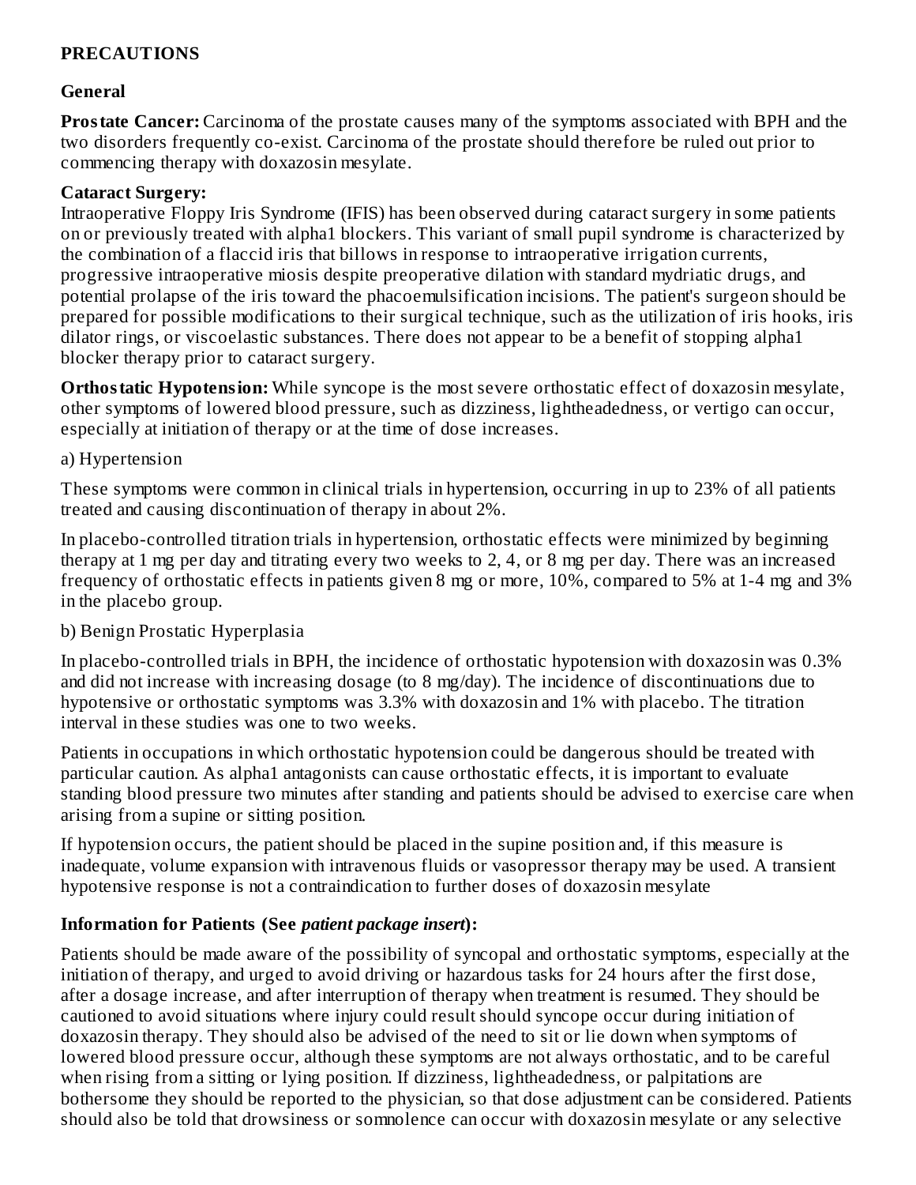## PRECAUTIONS

### General

**Prostate Cancer:** Carcinoma of the prostate causes many of the symptoms associated with BPH and the two disorders frequently co-exist. Carcinoma of the prostate should therefore be ruled out prior to commencing therapy with doxazosin mesylate.

**Cataract Surgery:**
Intraoperative Floppy Iris Syndrome (IFIS) has been observed during cataract surgery in some patients on or previously treated with alpha1 blockers. This variant of small pupil syndrome is characterized by the combination of a flaccid iris that billows in response to intraoperative irrigation currents, progressive intraoperative miosis despite preoperative dilation with standard mydriatic drugs, and potential prolapse of the iris toward the phacoemulsification incisions. The patient's surgeon should be prepared for possible modifications to their surgical technique, such as the utilization of iris hooks, iris dilator rings, or viscoelastic substances. There does not appear to be a benefit of stopping alpha1 blocker therapy prior to cataract surgery.

**Orthostatic Hypotension:** While syncope is the most severe orthostatic effect of doxazosin mesylate, other symptoms of lowered blood pressure, such as dizziness, lightheadedness, or vertigo can occur, especially at initiation of therapy or at the time of dose increases.

a) Hypertension

These symptoms were common in clinical trials in hypertension, occurring in up to 23% of all patients treated and causing discontinuation of therapy in about 2%.

In placebo-controlled titration trials in hypertension, orthostatic effects were minimized by beginning therapy at 1 mg per day and titrating every two weeks to 2, 4, or 8 mg per day. There was an increased frequency of orthostatic effects in patients given 8 mg or more, 10%, compared to 5% at 1-4 mg and 3% in the placebo group.

b) Benign Prostatic Hyperplasia

In placebo-controlled trials in BPH, the incidence of orthostatic hypotension with doxazosin was 0.3% and did not increase with increasing dosage (to 8 mg/day). The incidence of discontinuations due to hypotensive or orthostatic symptoms was 3.3% with doxazosin and 1% with placebo. The titration interval in these studies was one to two weeks.

Patients in occupations in which orthostatic hypotension could be dangerous should be treated with particular caution. As alpha1 antagonists can cause orthostatic effects, it is important to evaluate standing blood pressure two minutes after standing and patients should be advised to exercise care when arising from a supine or sitting position.

If hypotension occurs, the patient should be placed in the supine position and, if this measure is inadequate, volume expansion with intravenous fluids or vasopressor therapy may be used. A transient hypotensive response is not a contraindication to further doses of doxazosin mesylate

### Information for Patients (See *patient package insert*):

Patients should be made aware of the possibility of syncopal and orthostatic symptoms, especially at the initiation of therapy, and urged to avoid driving or hazardous tasks for 24 hours after the first dose, after a dosage increase, and after interruption of therapy when treatment is resumed. They should be cautioned to avoid situations where injury could result should syncope occur during initiation of doxazosin therapy. They should also be advised of the need to sit or lie down when symptoms of lowered blood pressure occur, although these symptoms are not always orthostatic, and to be careful when rising from a sitting or lying position. If dizziness, lightheadedness, or palpitations are bothersome they should be reported to the physician, so that dose adjustment can be considered. Patients should also be told that drowsiness or somnolence can occur with doxazosin mesylate or any selective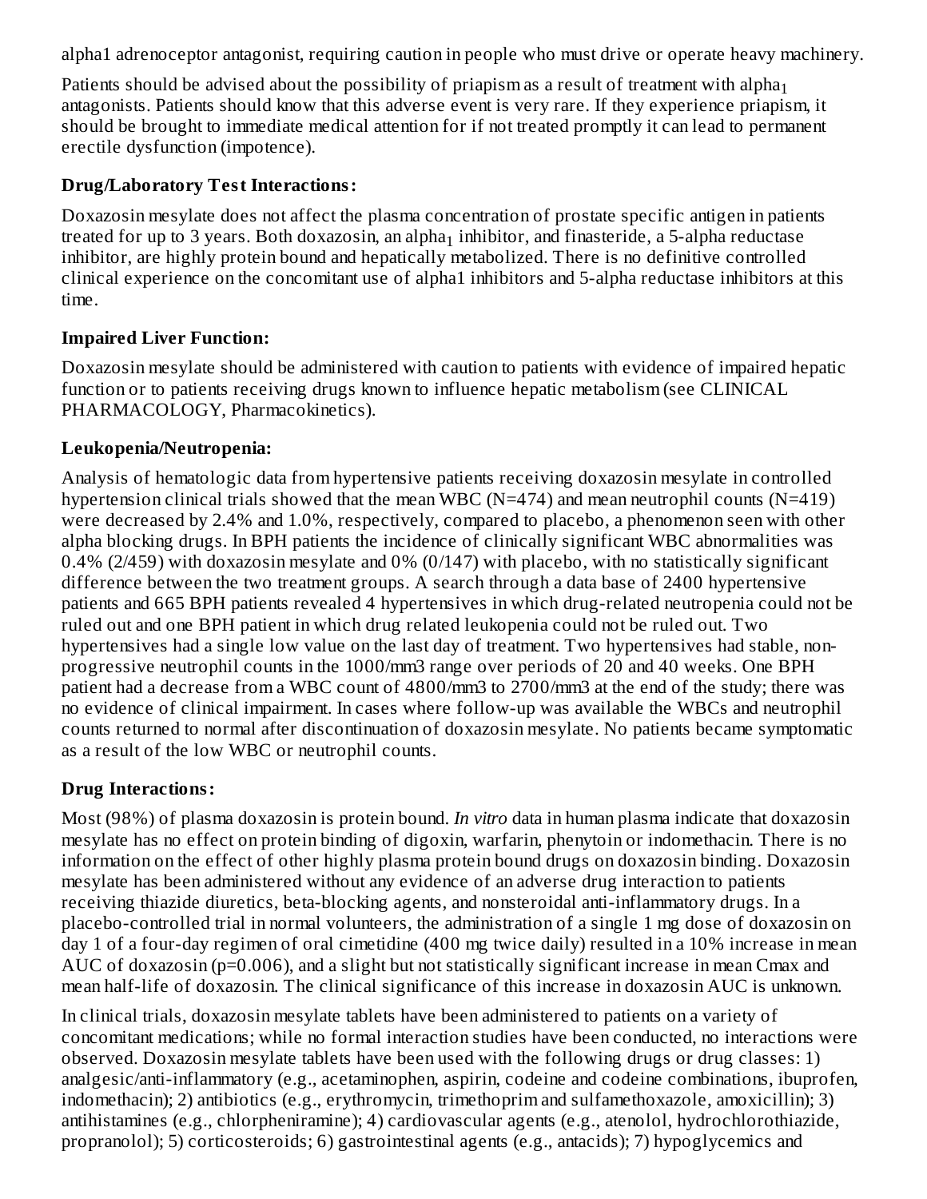alpha1 adrenoceptor antagonist, requiring caution in people who must drive or operate heavy machinery.

Patients should be advised about the possibility of priapism as a result of treatment with $alpha_1$ antagonists. Patients should know that this adverse event is very rare. If they experience priapism, it should be brought to immediate medical attention for if not treated promptly it can lead to permanent erectile dysfunction (impotence).

**Drug/Laboratory Test Interactions:**

Doxazosin mesylate does not affect the plasma concentration of prostate specific antigen in patients treated for up to 3 years. Both doxazosin, an $alpha_1$ inhibitor, and finasteride, a 5-alpha reductase inhibitor, are highly protein bound and hepatically metabolized. There is no definitive controlled clinical experience on the concomitant use of alpha1 inhibitors and 5-alpha reductase inhibitors at this time.

**Impaired Liver Function:**

Doxazosin mesylate should be administered with caution to patients with evidence of impaired hepatic function or to patients receiving drugs known to influence hepatic metabolism (see CLINICAL PHARMACOLOGY, Pharmacokinetics).

**Leukopenia/Neutropenia:**

Analysis of hematologic data from hypertensive patients receiving doxazosin mesylate in controlled hypertension clinical trials showed that the mean WBC (N=474) and mean neutrophil counts (N=419) were decreased by 2.4% and 1.0%, respectively, compared to placebo, a phenomenon seen with other alpha blocking drugs. In BPH patients the incidence of clinically significant WBC abnormalities was 0.4% (2/459) with doxazosin mesylate and 0% (0/147) with placebo, with no statistically significant difference between the two treatment groups. A search through a data base of 2400 hypertensive patients and 665 BPH patients revealed 4 hypertensives in which drug-related neutropenia could not be ruled out and one BPH patient in which drug related leukopenia could not be ruled out. Two hypertensives had a single low value on the last day of treatment. Two hypertensives had stable, non-progressive neutrophil counts in the 1000/mm3 range over periods of 20 and 40 weeks. One BPH patient had a decrease from a WBC count of 4800/mm3 to 2700/mm3 at the end of the study; there was no evidence of clinical impairment. In cases where follow-up was available the WBCs and neutrophil counts returned to normal after discontinuation of doxazosin mesylate. No patients became symptomatic as a result of the low WBC or neutrophil counts.

**Drug Interactions:**

Most (98%) of plasma doxazosin is protein bound. *In vitro* data in human plasma indicate that doxazosin mesylate has no effect on protein binding of digoxin, warfarin, phenytoin or indomethacin. There is no information on the effect of other highly plasma protein bound drugs on doxazosin binding. Doxazosin mesylate has been administered without any evidence of an adverse drug interaction to patients receiving thiazide diuretics, beta-blocking agents, and nonsteroidal anti-inflammatory drugs. In a placebo-controlled trial in normal volunteers, the administration of a single 1 mg dose of doxazosin on day 1 of a four-day regimen of oral cimetidine (400 mg twice daily) resulted in a 10% increase in mean AUC of doxazosin (p=0.006), and a slight but not statistically significant increase in mean Cmax and mean half-life of doxazosin. The clinical significance of this increase in doxazosin AUC is unknown.

In clinical trials, doxazosin mesylate tablets have been administered to patients on a variety of concomitant medications; while no formal interaction studies have been conducted, no interactions were observed. Doxazosin mesylate tablets have been used with the following drugs or drug classes: 1) analgesic/anti-inflammatory (e.g., acetaminophen, aspirin, codeine and codeine combinations, ibuprofen, indomethacin); 2) antibiotics (e.g., erythromycin, trimethoprim and sulfamethoxazole, amoxicillin); 3) antihistamines (e.g., chlorpheniramine); 4) cardiovascular agents (e.g., atenolol, hydrochlorothiazide, propranolol); 5) corticosteroids; 6) gastrointestinal agents (e.g., antacids); 7) hypoglycemics and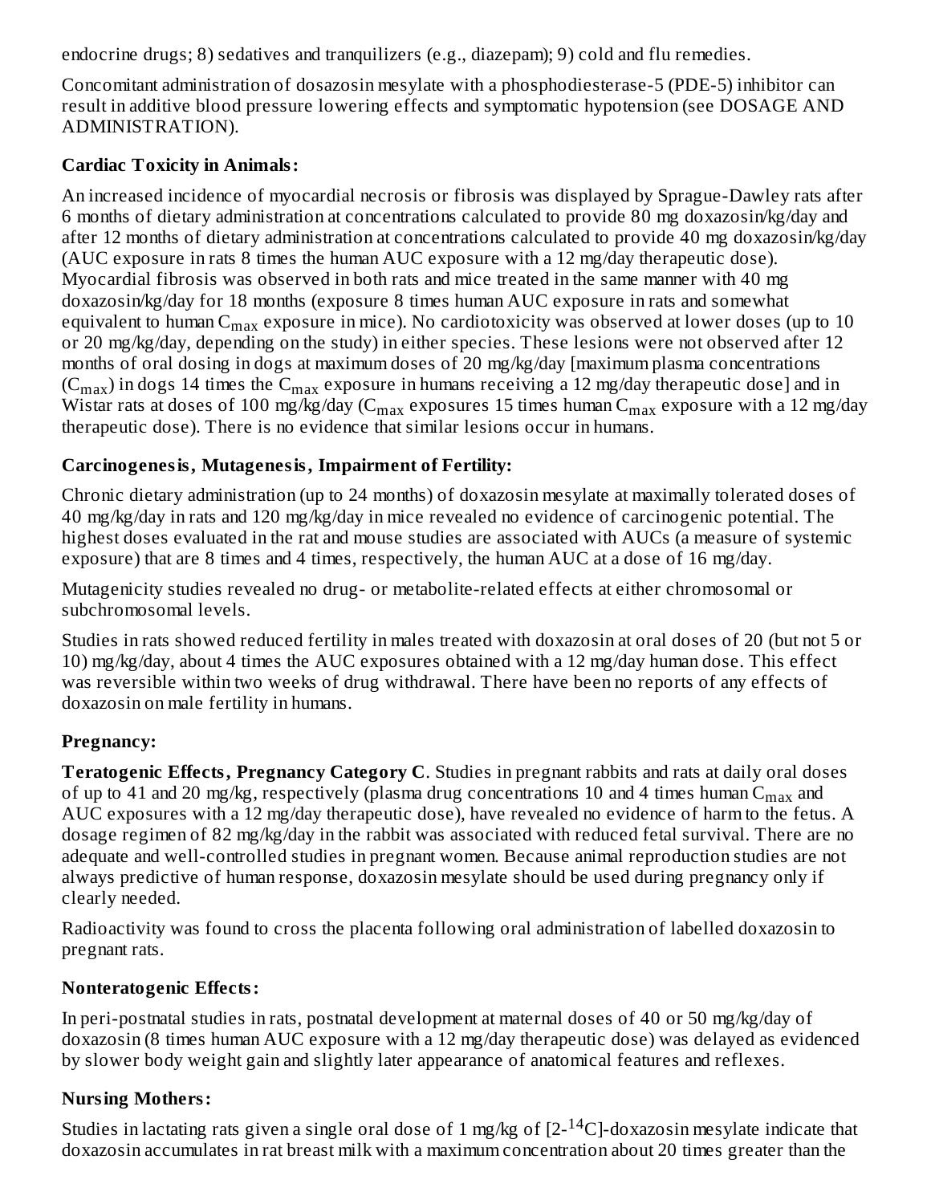endocrine drugs; 8) sedatives and tranquilizers (e.g., diazepam); 9) cold and flu remedies.

Concomitant administration of dosazosin mesylate with a phosphodiesterase-5 (PDE-5) inhibitor can result in additive blood pressure lowering effects and symptomatic hypotension (see DOSAGE AND ADMINISTRATION).

**Cardiac Toxicity in Animals:**

An increased incidence of myocardial necrosis or fibrosis was displayed by Sprague-Dawley rats after 6 months of dietary administration at concentrations calculated to provide 80 mg doxazosin/kg/day and after 12 months of dietary administration at concentrations calculated to provide 40 mg doxazosin/kg/day (AUC exposure in rats 8 times the human AUC exposure with a 12 mg/day therapeutic dose). Myocardial fibrosis was observed in both rats and mice treated in the same manner with 40 mg doxazosin/kg/day for 18 months (exposure 8 times human AUC exposure in rats and somewhat equivalent to human $C_{max}$ exposure in mice). No cardiotoxicity was observed at lower doses (up to 10 or 20 mg/kg/day, depending on the study) in either species. These lesions were not observed after 12 months of oral dosing in dogs at maximum doses of 20 mg/kg/day [maximum plasma concentrations ($C_{max}$) in dogs 14 times the $C_{max}$ exposure in humans receiving a 12 mg/day therapeutic dose] and in Wistar rats at doses of 100 mg/kg/day ($C_{max}$ exposures 15 times human $C_{max}$ exposure with a 12 mg/day therapeutic dose). There is no evidence that similar lesions occur in humans.

**Carcinogenesis, Mutagenesis, Impairment of Fertility:**

Chronic dietary administration (up to 24 months) of doxazosin mesylate at maximally tolerated doses of 40 mg/kg/day in rats and 120 mg/kg/day in mice revealed no evidence of carcinogenic potential. The highest doses evaluated in the rat and mouse studies are associated with AUCs (a measure of systemic exposure) that are 8 times and 4 times, respectively, the human AUC at a dose of 16 mg/day.

Mutagenicity studies revealed no drug- or metabolite-related effects at either chromosomal or subchromosomal levels.

Studies in rats showed reduced fertility in males treated with doxazosin at oral doses of 20 (but not 5 or 10) mg/kg/day, about 4 times the AUC exposures obtained with a 12 mg/day human dose. This effect was reversible within two weeks of drug withdrawal. There have been no reports of any effects of doxazosin on male fertility in humans.

**Pregnancy:**

**Teratogenic Effects, Pregnancy Category C**. Studies in pregnant rabbits and rats at daily oral doses of up to 41 and 20 mg/kg, respectively (plasma drug concentrations 10 and 4 times human $C_{max}$ and AUC exposures with a 12 mg/day therapeutic dose), have revealed no evidence of harm to the fetus. A dosage regimen of 82 mg/kg/day in the rabbit was associated with reduced fetal survival. There are no adequate and well-controlled studies in pregnant women. Because animal reproduction studies are not always predictive of human response, doxazosin mesylate should be used during pregnancy only if clearly needed.

Radioactivity was found to cross the placenta following oral administration of labelled doxazosin to pregnant rats.

**Nonteratogenic Effects:**

In peri-postnatal studies in rats, postnatal development at maternal doses of 40 or 50 mg/kg/day of doxazosin (8 times human AUC exposure with a 12 mg/day therapeutic dose) was delayed as evidenced by slower body weight gain and slightly later appearance of anatomical features and reflexes.

**Nursing Mothers:**

Studies in lactating rats given a single oral dose of 1 mg/kg of [2-$^{14}$C]-doxazosin mesylate indicate that doxazosin accumulates in rat breast milk with a maximum concentration about 20 times greater than the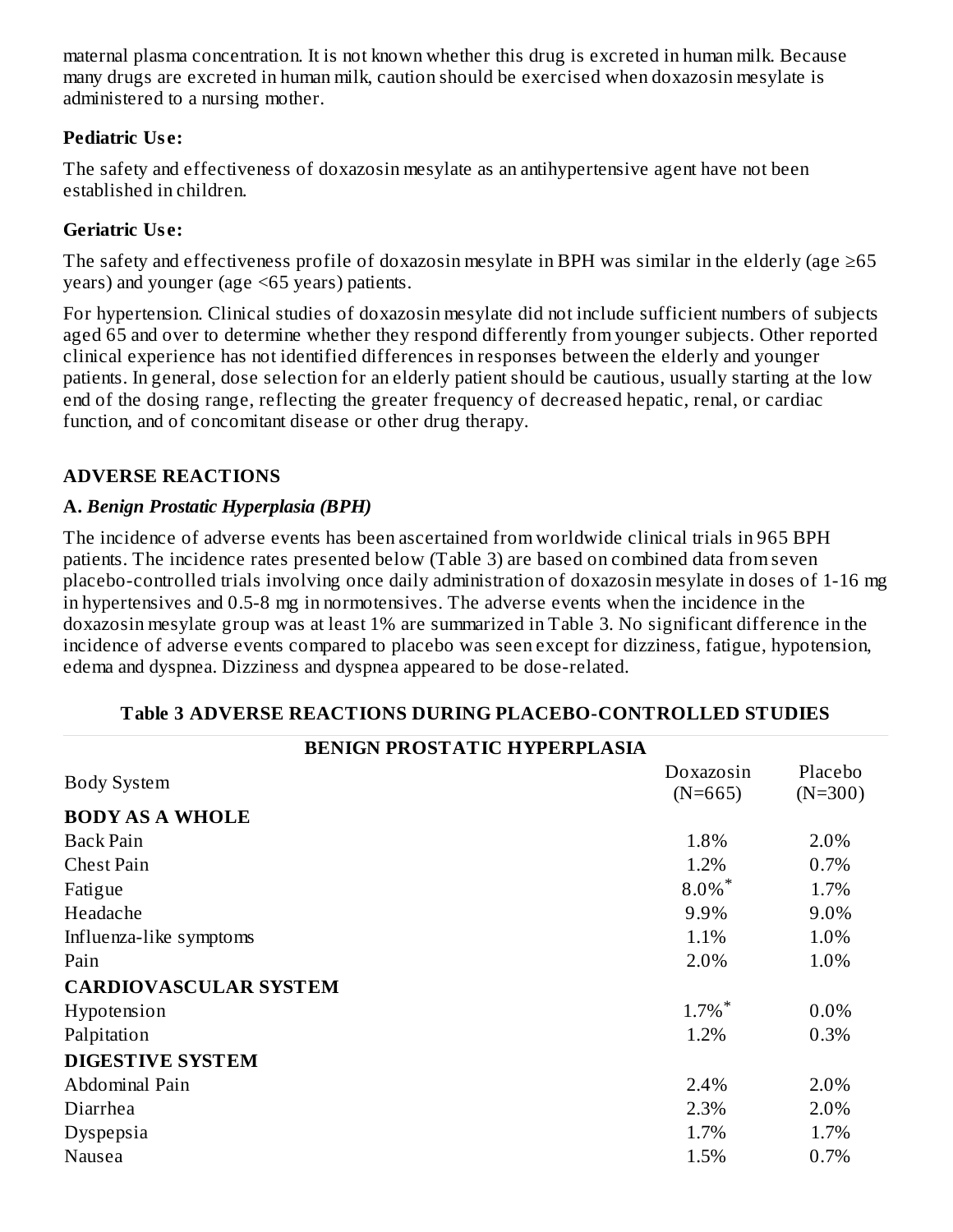maternal plasma concentration. It is not known whether this drug is excreted in human milk. Because many drugs are excreted in human milk, caution should be exercised when doxazosin mesylate is administered to a nursing mother.

**Pediatric Use:**

The safety and effectiveness of doxazosin mesylate as an antihypertensive agent have not been established in children.

**Geriatric Use:**

The safety and effectiveness profile of doxazosin mesylate in BPH was similar in the elderly (age ≥65 years) and younger (age <65 years) patients.

For hypertension. Clinical studies of doxazosin mesylate did not include sufficient numbers of subjects aged 65 and over to determine whether they respond differently from younger subjects. Other reported clinical experience has not identified differences in responses between the elderly and younger patients. In general, dose selection for an elderly patient should be cautious, usually starting at the low end of the dosing range, reflecting the greater frequency of decreased hepatic, renal, or cardiac function, and of concomitant disease or other drug therapy.

## ADVERSE REACTIONS

### A. *Benign Prostatic Hyperplasia (BPH)*

The incidence of adverse events has been ascertained from worldwide clinical trials in 965 BPH patients. The incidence rates presented below (Table 3) are based on combined data from seven placebo-controlled trials involving once daily administration of doxazosin mesylate in doses of 1-16 mg in hypertensives and 0.5-8 mg in normotensives. The adverse events when the incidence in the doxazosin mesylate group was at least 1% are summarized in Table 3. No significant difference in the incidence of adverse events compared to placebo was seen except for dizziness, fatigue, hypotension, edema and dyspnea. Dizziness and dyspnea appeared to be dose-related.

**Table 3 ADVERSE REACTIONS DURING PLACEBO-CONTROLLED STUDIES**

| BENIGN PROSTATIC HYPERPLASIA | | |
|---|---|---|
| Body System | Doxazosin (N=665) | Placebo (N=300) |
| **BODY AS A WHOLE** | | |
| Back Pain | 1.8% | 2.0% |
| Chest Pain | 1.2% | 0.7% |
| Fatigue | 8.0%* | 1.7% |
| Headache | 9.9% | 9.0% |
| Influenza-like symptoms | 1.1% | 1.0% |
| Pain | 2.0% | 1.0% |
| **CARDIOVASCULAR SYSTEM** | | |
| Hypotension | 1.7%* | 0.0% |
| Palpitation | 1.2% | 0.3% |
| **DIGESTIVE SYSTEM** | | |
| Abdominal Pain | 2.4% | 2.0% |
| Diarrhea | 2.3% | 2.0% |
| Dyspepsia | 1.7% | 1.7% |
| Nausea | 1.5% | 0.7% |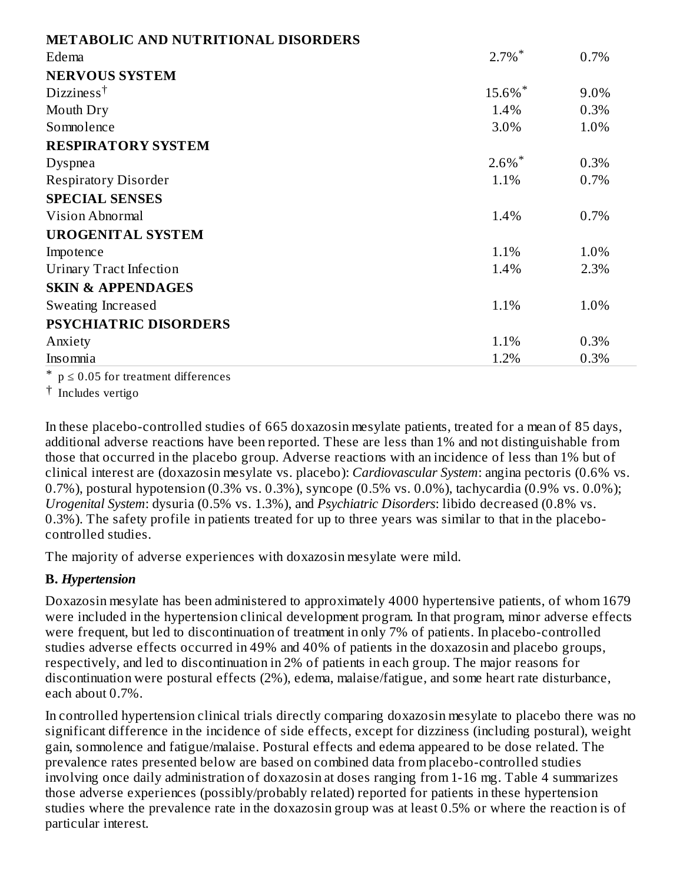| | | |
|---|---|---|
| **METABOLIC AND NUTRITIONAL DISORDERS** | | |
| Edema | 2.7%* | 0.7% |
| **NERVOUS SYSTEM** | | |
| Dizziness† | 15.6%* | 9.0% |
| Mouth Dry | 1.4% | 0.3% |
| Somnolence | 3.0% | 1.0% |
| **RESPIRATORY SYSTEM** | | |
| Dyspnea | 2.6%* | 0.3% |
| Respiratory Disorder | 1.1% | 0.7% |
| **SPECIAL SENSES** | | |
| Vision Abnormal | 1.4% | 0.7% |
| **UROGENITAL SYSTEM** | | |
| Impotence | 1.1% | 1.0% |
| Urinary Tract Infection | 1.4% | 2.3% |
| **SKIN & APPENDAGES** | | |
| Sweating Increased | 1.1% | 1.0% |
| **PSYCHIATRIC DISORDERS** | | |
| Anxiety | 1.1% | 0.3% |
| Insomnia | 1.2% | 0.3% |

\* $p \leq 0.05$ for treatment differences

† Includes vertigo

In these placebo-controlled studies of 665 doxazosin mesylate patients, treated for a mean of 85 days, additional adverse reactions have been reported. These are less than 1% and not distinguishable from those that occurred in the placebo group. Adverse reactions with an incidence of less than 1% but of clinical interest are (doxazosin mesylate vs. placebo): *Cardiovascular System*: angina pectoris (0.6% vs. 0.7%), postural hypotension (0.3% vs. 0.3%), syncope (0.5% vs. 0.0%), tachycardia (0.9% vs. 0.0%); *Urogenital System*: dysuria (0.5% vs. 1.3%), and *Psychiatric Disorders*: libido decreased (0.8% vs. 0.3%). The safety profile in patients treated for up to three years was similar to that in the placebo-controlled studies.

The majority of adverse experiences with doxazosin mesylate were mild.

**B. *Hypertension***

Doxazosin mesylate has been administered to approximately 4000 hypertensive patients, of whom 1679 were included in the hypertension clinical development program. In that program, minor adverse effects were frequent, but led to discontinuation of treatment in only 7% of patients. In placebo-controlled studies adverse effects occurred in 49% and 40% of patients in the doxazosin and placebo groups, respectively, and led to discontinuation in 2% of patients in each group. The major reasons for discontinuation were postural effects (2%), edema, malaise/fatigue, and some heart rate disturbance, each about 0.7%.

In controlled hypertension clinical trials directly comparing doxazosin mesylate to placebo there was no significant difference in the incidence of side effects, except for dizziness (including postural), weight gain, somnolence and fatigue/malaise. Postural effects and edema appeared to be dose related. The prevalence rates presented below are based on combined data from placebo-controlled studies involving once daily administration of doxazosin at doses ranging from 1-16 mg. Table 4 summarizes those adverse experiences (possibly/probably related) reported for patients in these hypertension studies where the prevalence rate in the doxazosin group was at least 0.5% or where the reaction is of particular interest.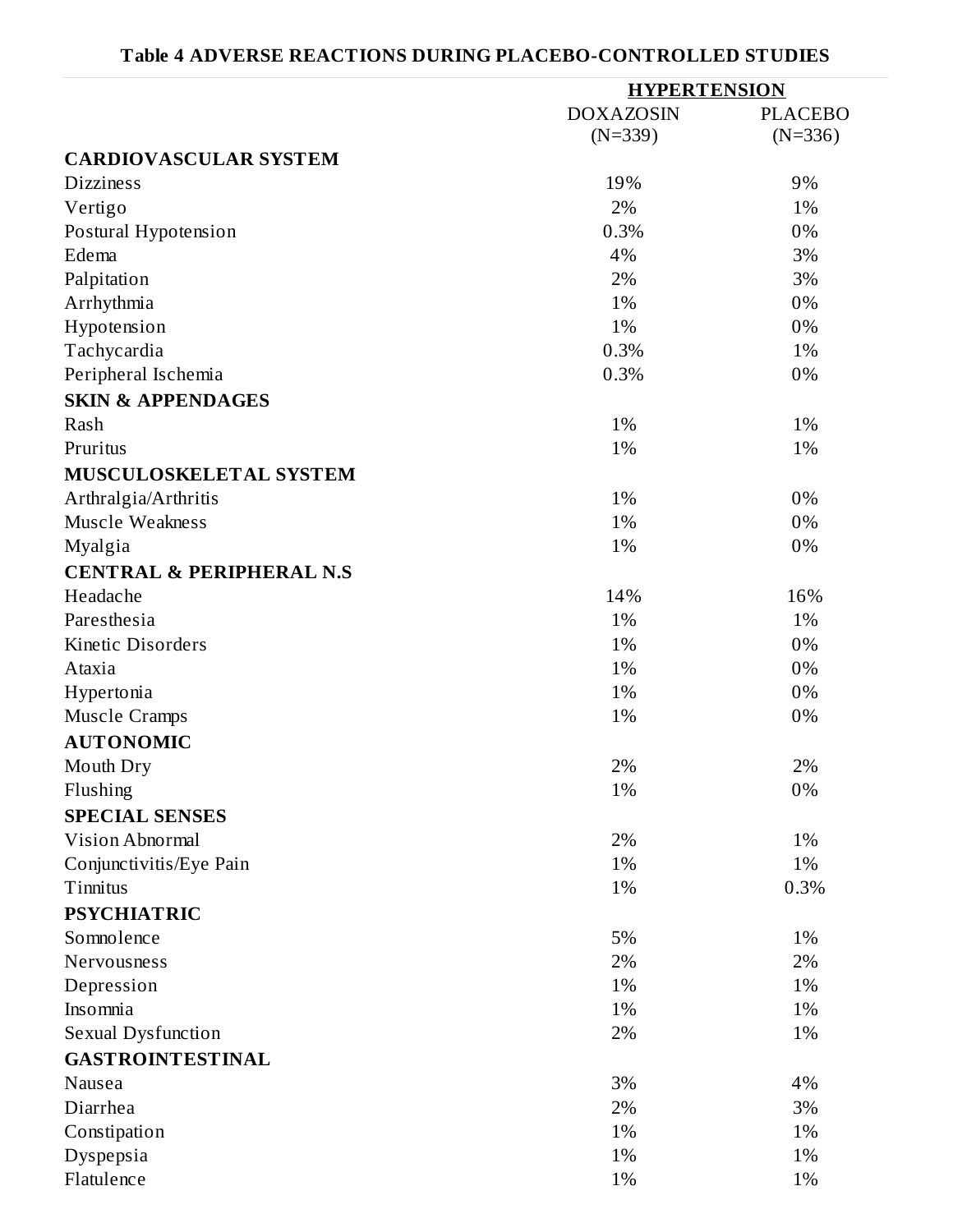**Table 4 ADVERSE REACTIONS DURING PLACEBO-CONTROLLED STUDIES**

| | HYPERTENSION | |
|---|---|---|
| | DOXAZOSIN (N=339) | PLACEBO (N=336) |
| **CARDIOVASCULAR SYSTEM** | | |
| Dizziness | 19% | 9% |
| Vertigo | 2% | 1% |
| Postural Hypotension | 0.3% | 0% |
| Edema | 4% | 3% |
| Palpitation | 2% | 3% |
| Arrhythmia | 1% | 0% |
| Hypotension | 1% | 0% |
| Tachycardia | 0.3% | 1% |
| Peripheral Ischemia | 0.3% | 0% |
| **SKIN & APPENDAGES** | | |
| Rash | 1% | 1% |
| Pruritus | 1% | 1% |
| **MUSCULOSKELETAL SYSTEM** | | |
| Arthralgia/Arthritis | 1% | 0% |
| Muscle Weakness | 1% | 0% |
| Myalgia | 1% | 0% |
| **CENTRAL & PERIPHERAL N.S** | | |
| Headache | 14% | 16% |
| Paresthesia | 1% | 1% |
| Kinetic Disorders | 1% | 0% |
| Ataxia | 1% | 0% |
| Hypertonia | 1% | 0% |
| Muscle Cramps | 1% | 0% |
| **AUTONOMIC** | | |
| Mouth Dry | 2% | 2% |
| Flushing | 1% | 0% |
| **SPECIAL SENSES** | | |
| Vision Abnormal | 2% | 1% |
| Conjunctivitis/Eye Pain | 1% | 1% |
| Tinnitus | 1% | 0.3% |
| **PSYCHIATRIC** | | |
| Somnolence | 5% | 1% |
| Nervousness | 2% | 2% |
| Depression | 1% | 1% |
| Insomnia | 1% | 1% |
| Sexual Dysfunction | 2% | 1% |
| **GASTROINTESTINAL** | | |
| Nausea | 3% | 4% |
| Diarrhea | 2% | 3% |
| Constipation | 1% | 1% |
| Dyspepsia | 1% | 1% |
| Flatulence | 1% | 1% |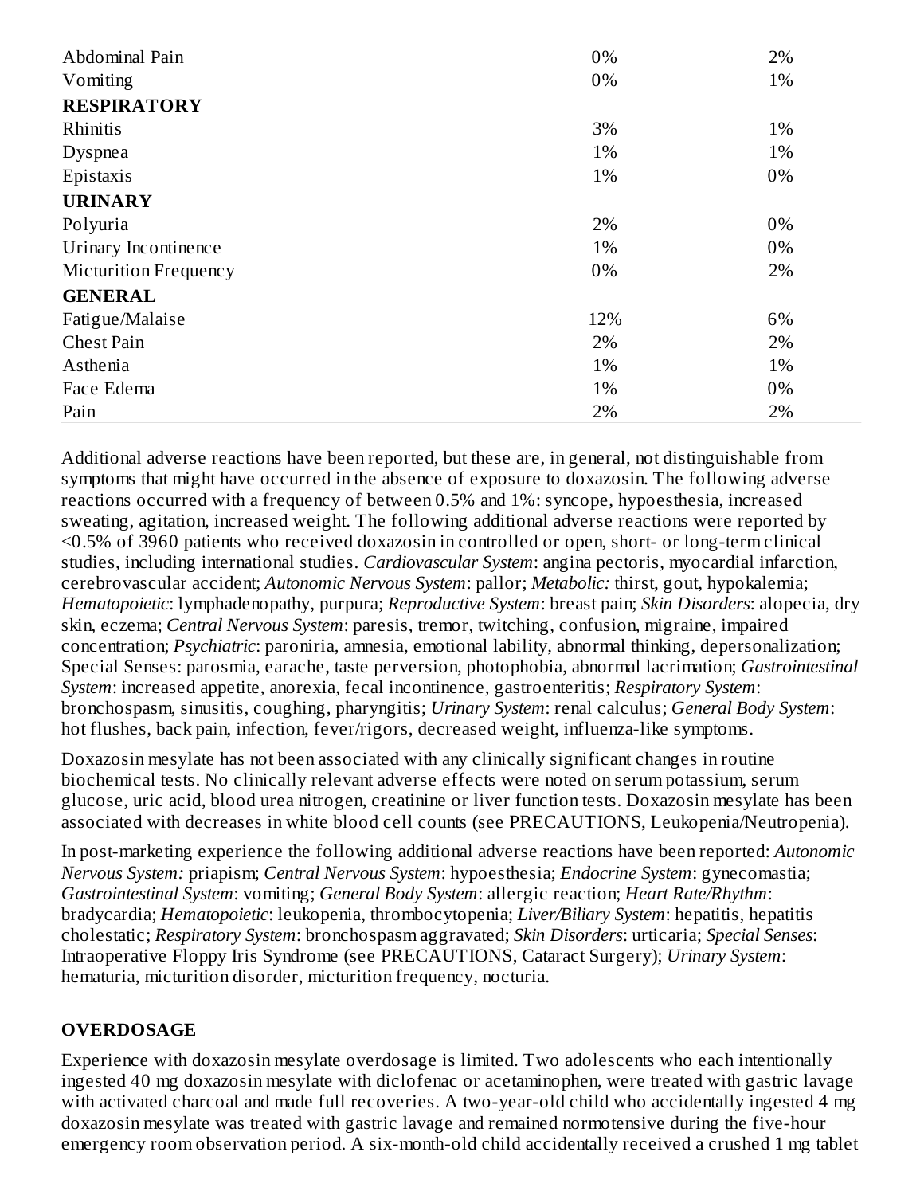| | | |
|---|---|---|
| Abdominal Pain | 0% | 2% |
| Vomiting | 0% | 1% |
| **RESPIRATORY** | | |
| Rhinitis | 3% | 1% |
| Dyspnea | 1% | 1% |
| Epistaxis | 1% | 0% |
| **URINARY** | | |
| Polyuria | 2% | 0% |
| Urinary Incontinence | 1% | 0% |
| Micturition Frequency | 0% | 2% |
| **GENERAL** | | |
| Fatigue/Malaise | 12% | 6% |
| Chest Pain | 2% | 2% |
| Asthenia | 1% | 1% |
| Face Edema | 1% | 0% |
| Pain | 2% | 2% |

Additional adverse reactions have been reported, but these are, in general, not distinguishable from symptoms that might have occurred in the absence of exposure to doxazosin. The following adverse reactions occurred with a frequency of between 0.5% and 1%: syncope, hypoesthesia, increased sweating, agitation, increased weight. The following additional adverse reactions were reported by <0.5% of 3960 patients who received doxazosin in controlled or open, short- or long-term clinical studies, including international studies. *Cardiovascular System*: angina pectoris, myocardial infarction, cerebrovascular accident; *Autonomic Nervous System*: pallor; *Metabolic:* thirst, gout, hypokalemia; *Hematopoietic*: lymphadenopathy, purpura; *Reproductive System*: breast pain; *Skin Disorders*: alopecia, dry skin, eczema; *Central Nervous System*: paresis, tremor, twitching, confusion, migraine, impaired concentration; *Psychiatric*: paroniria, amnesia, emotional lability, abnormal thinking, depersonalization; Special Senses: parosmia, earache, taste perversion, photophobia, abnormal lacrimation; *Gastrointestinal System*: increased appetite, anorexia, fecal incontinence, gastroenteritis; *Respiratory System*: bronchospasm, sinusitis, coughing, pharyngitis; *Urinary System*: renal calculus; *General Body System*: hot flushes, back pain, infection, fever/rigors, decreased weight, influenza-like symptoms.

Doxazosin mesylate has not been associated with any clinically significant changes in routine biochemical tests. No clinically relevant adverse effects were noted on serum potassium, serum glucose, uric acid, blood urea nitrogen, creatinine or liver function tests. Doxazosin mesylate has been associated with decreases in white blood cell counts (see PRECAUTIONS, Leukopenia/Neutropenia).

In post-marketing experience the following additional adverse reactions have been reported: *Autonomic Nervous System:* priapism; *Central Nervous System*: hypoesthesia; *Endocrine System*: gynecomastia; *Gastrointestinal System*: vomiting; *General Body System*: allergic reaction; *Heart Rate/Rhythm*: bradycardia; *Hematopoietic*: leukopenia, thrombocytopenia; *Liver/Biliary System*: hepatitis, hepatitis cholestatic; *Respiratory System*: bronchospasm aggravated; *Skin Disorders*: urticaria; *Special Senses*: Intraoperative Floppy Iris Syndrome (see PRECAUTIONS, Cataract Surgery); *Urinary System*: hematuria, micturition disorder, micturition frequency, nocturia.

## OVERDOSAGE

Experience with doxazosin mesylate overdosage is limited. Two adolescents who each intentionally ingested 40 mg doxazosin mesylate with diclofenac or acetaminophen, were treated with gastric lavage with activated charcoal and made full recoveries. A two-year-old child who accidentally ingested 4 mg doxazosin mesylate was treated with gastric lavage and remained normotensive during the five-hour emergency room observation period. A six-month-old child accidentally received a crushed 1 mg tablet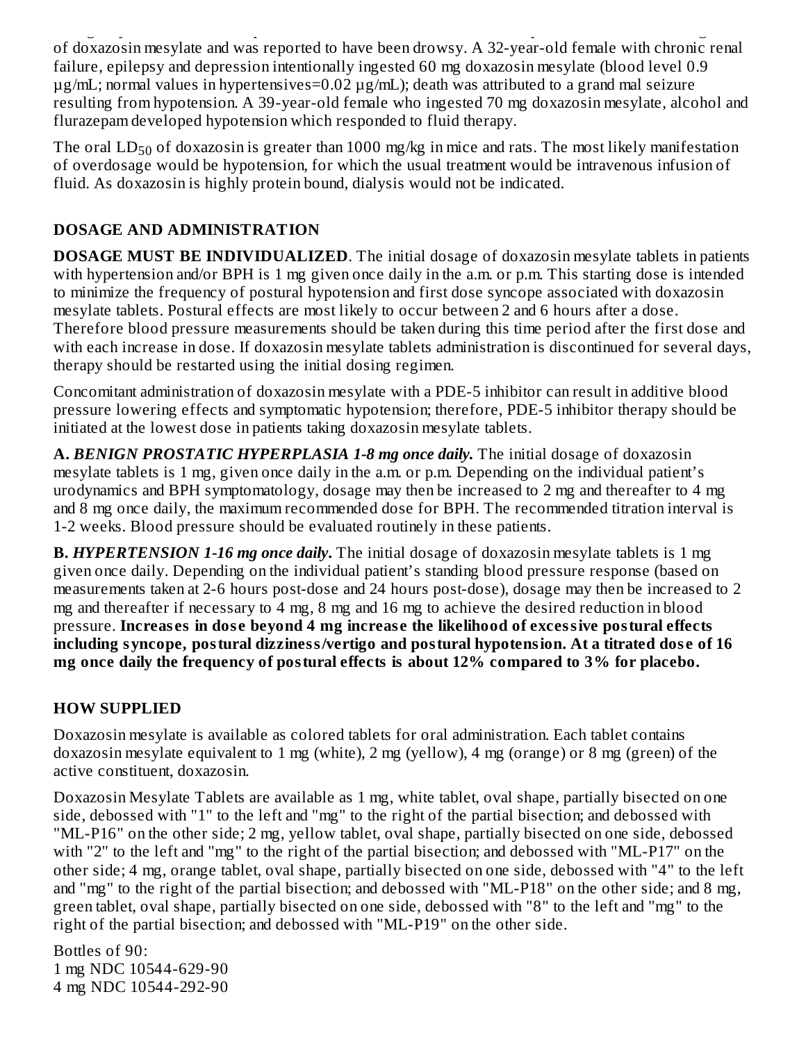of doxazosin mesylate and was reported to have been drowsy. A 32-year-old female with chronic renal failure, epilepsy and depression intentionally ingested 60 mg doxazosin mesylate (blood level 0.9 µg/mL; normal values in hypertensives=0.02 µg/mL); death was attributed to a grand mal seizure resulting from hypotension. A 39-year-old female who ingested 70 mg doxazosin mesylate, alcohol and flurazepam developed hypotension which responded to fluid therapy.

The oral $LD_{50}$ of doxazosin is greater than 1000 mg/kg in mice and rats. The most likely manifestation of overdosage would be hypotension, for which the usual treatment would be intravenous infusion of fluid. As doxazosin is highly protein bound, dialysis would not be indicated.

## DOSAGE AND ADMINISTRATION

**DOSAGE MUST BE INDIVIDUALIZED**. The initial dosage of doxazosin mesylate tablets in patients with hypertension and/or BPH is 1 mg given once daily in the a.m. or p.m. This starting dose is intended to minimize the frequency of postural hypotension and first dose syncope associated with doxazosin mesylate tablets. Postural effects are most likely to occur between 2 and 6 hours after a dose. Therefore blood pressure measurements should be taken during this time period after the first dose and with each increase in dose. If doxazosin mesylate tablets administration is discontinued for several days, therapy should be restarted using the initial dosing regimen.

Concomitant administration of doxazosin mesylate with a PDE-5 inhibitor can result in additive blood pressure lowering effects and symptomatic hypotension; therefore, PDE-5 inhibitor therapy should be initiated at the lowest dose in patients taking doxazosin mesylate tablets.

**A. *BENIGN PROSTATIC HYPERPLASIA 1-8 mg once daily.*** The initial dosage of doxazosin mesylate tablets is 1 mg, given once daily in the a.m. or p.m. Depending on the individual patient's urodynamics and BPH symptomatology, dosage may then be increased to 2 mg and thereafter to 4 mg and 8 mg once daily, the maximum recommended dose for BPH. The recommended titration interval is 1-2 weeks. Blood pressure should be evaluated routinely in these patients.

**B. *HYPERTENSION 1-16 mg once daily*.** The initial dosage of doxazosin mesylate tablets is 1 mg given once daily. Depending on the individual patient's standing blood pressure response (based on measurements taken at 2-6 hours post-dose and 24 hours post-dose), dosage may then be increased to 2 mg and thereafter if necessary to 4 mg, 8 mg and 16 mg to achieve the desired reduction in blood pressure. **Increases in dose beyond 4 mg increase the likelihood of excessive postural effects including syncope, postural dizziness/vertigo and postural hypotension. At a titrated dose of 16 mg once daily the frequency of postural effects is about 12% compared to 3% for placebo.**

## HOW SUPPLIED

Doxazosin mesylate is available as colored tablets for oral administration. Each tablet contains doxazosin mesylate equivalent to 1 mg (white), 2 mg (yellow), 4 mg (orange) or 8 mg (green) of the active constituent, doxazosin.

Doxazosin Mesylate Tablets are available as 1 mg, white tablet, oval shape, partially bisected on one side, debossed with "1" to the left and "mg" to the right of the partial bisection; and debossed with "ML-P16" on the other side; 2 mg, yellow tablet, oval shape, partially bisected on one side, debossed with "2" to the left and "mg" to the right of the partial bisection; and debossed with "ML-P17" on the other side; 4 mg, orange tablet, oval shape, partially bisected on one side, debossed with "4" to the left and "mg" to the right of the partial bisection; and debossed with "ML-P18" on the other side; and 8 mg, green tablet, oval shape, partially bisected on one side, debossed with "8" to the left and "mg" to the right of the partial bisection; and debossed with "ML-P19" on the other side.

Bottles of 90:
1 mg NDC 10544-629-90
4 mg NDC 10544-292-90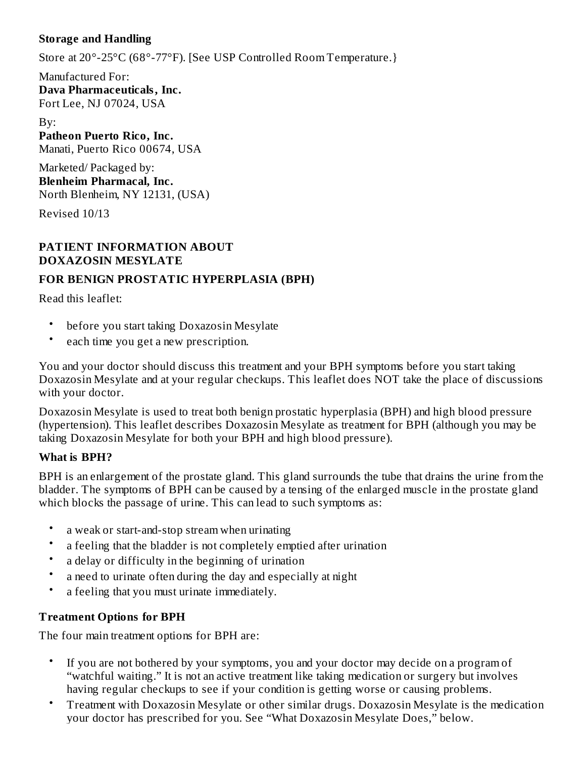**Storage and Handling**

Store at 20°-25°C (68°-77°F). [See USP Controlled Room Temperature.}

Manufactured For:
**Dava Pharmaceuticals, Inc.**
Fort Lee, NJ 07024, USA

By:
**Patheon Puerto Rico, Inc.**
Manati, Puerto Rico 00674, USA

Marketed/ Packaged by:
**Blenheim Pharmacal, Inc.**
North Blenheim, NY 12131, (USA)

Revised 10/13

## PATIENT INFORMATION ABOUT DOXAZOSIN MESYLATE

### FOR BENIGN PROSTATIC HYPERPLASIA (BPH)

Read this leaflet:

- before you start taking Doxazosin Mesylate
- each time you get a new prescription.

You and your doctor should discuss this treatment and your BPH symptoms before you start taking Doxazosin Mesylate and at your regular checkups. This leaflet does NOT take the place of discussions with your doctor.

Doxazosin Mesylate is used to treat both benign prostatic hyperplasia (BPH) and high blood pressure (hypertension). This leaflet describes Doxazosin Mesylate as treatment for BPH (although you may be taking Doxazosin Mesylate for both your BPH and high blood pressure).

### What is BPH?

BPH is an enlargement of the prostate gland. This gland surrounds the tube that drains the urine from the bladder. The symptoms of BPH can be caused by a tensing of the enlarged muscle in the prostate gland which blocks the passage of urine. This can lead to such symptoms as:

- a weak or start-and-stop stream when urinating
- a feeling that the bladder is not completely emptied after urination
- a delay or difficulty in the beginning of urination
- a need to urinate often during the day and especially at night
- a feeling that you must urinate immediately.

### Treatment Options for BPH

The four main treatment options for BPH are:

- If you are not bothered by your symptoms, you and your doctor may decide on a program of "watchful waiting." It is not an active treatment like taking medication or surgery but involves having regular checkups to see if your condition is getting worse or causing problems.
- Treatment with Doxazosin Mesylate or other similar drugs. Doxazosin Mesylate is the medication your doctor has prescribed for you. See "What Doxazosin Mesylate Does," below.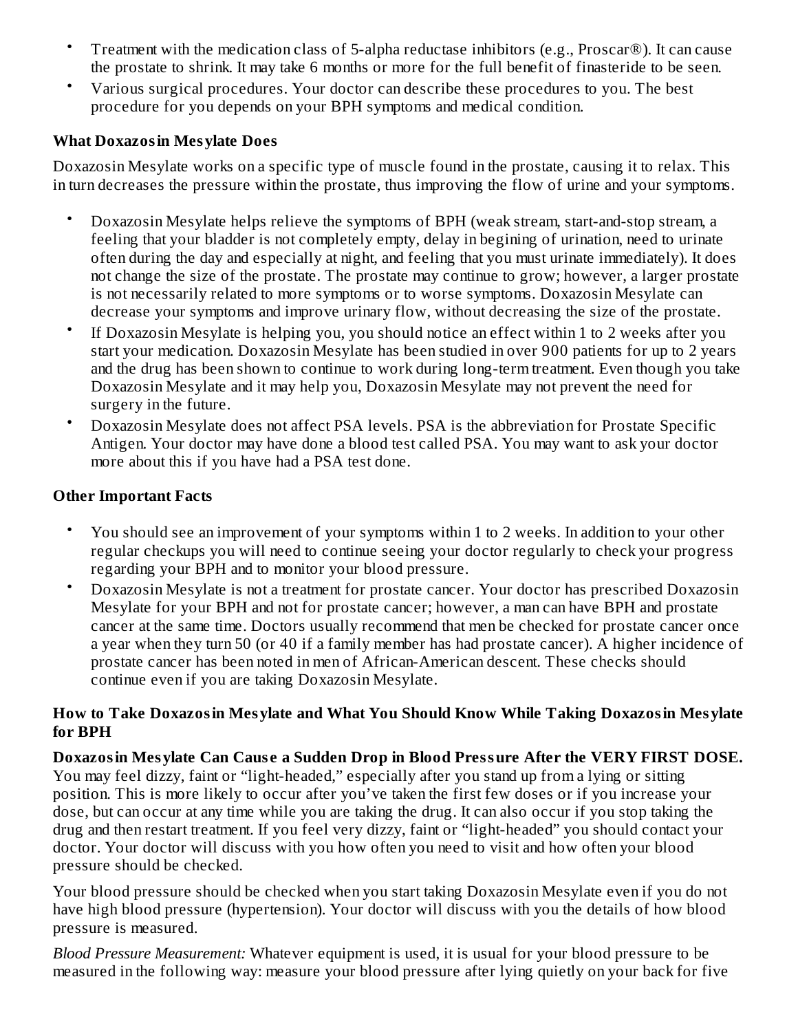- Treatment with the medication class of 5-alpha reductase inhibitors (e.g., Proscar®). It can cause the prostate to shrink. It may take 6 months or more for the full benefit of finasteride to be seen.
- Various surgical procedures. Your doctor can describe these procedures to you. The best procedure for you depends on your BPH symptoms and medical condition.

**What Doxazosin Mesylate Does**

Doxazosin Mesylate works on a specific type of muscle found in the prostate, causing it to relax. This in turn decreases the pressure within the prostate, thus improving the flow of urine and your symptoms.

- Doxazosin Mesylate helps relieve the symptoms of BPH (weak stream, start-and-stop stream, a feeling that your bladder is not completely empty, delay in begining of urination, need to urinate often during the day and especially at night, and feeling that you must urinate immediately). It does not change the size of the prostate. The prostate may continue to grow; however, a larger prostate is not necessarily related to more symptoms or to worse symptoms. Doxazosin Mesylate can decrease your symptoms and improve urinary flow, without decreasing the size of the prostate.
- If Doxazosin Mesylate is helping you, you should notice an effect within 1 to 2 weeks after you start your medication. Doxazosin Mesylate has been studied in over 900 patients for up to 2 years and the drug has been shown to continue to work during long-term treatment. Even though you take Doxazosin Mesylate and it may help you, Doxazosin Mesylate may not prevent the need for surgery in the future.
- Doxazosin Mesylate does not affect PSA levels. PSA is the abbreviation for Prostate Specific Antigen. Your doctor may have done a blood test called PSA. You may want to ask your doctor more about this if you have had a PSA test done.

**Other Important Facts**

- You should see an improvement of your symptoms within 1 to 2 weeks. In addition to your other regular checkups you will need to continue seeing your doctor regularly to check your progress regarding your BPH and to monitor your blood pressure.
- Doxazosin Mesylate is not a treatment for prostate cancer. Your doctor has prescribed Doxazosin Mesylate for your BPH and not for prostate cancer; however, a man can have BPH and prostate cancer at the same time. Doctors usually recommend that men be checked for prostate cancer once a year when they turn 50 (or 40 if a family member has had prostate cancer). A higher incidence of prostate cancer has been noted in men of African-American descent. These checks should continue even if you are taking Doxazosin Mesylate.

**How to Take Doxazosin Mesylate and What You Should Know While Taking Doxazosin Mesylate for BPH**

**Doxazosin Mesylate Can Cause a Sudden Drop in Blood Pressure After the VERY FIRST DOSE.** You may feel dizzy, faint or "light-headed," especially after you stand up from a lying or sitting position. This is more likely to occur after you've taken the first few doses or if you increase your dose, but can occur at any time while you are taking the drug. It can also occur if you stop taking the drug and then restart treatment. If you feel very dizzy, faint or "light-headed" you should contact your doctor. Your doctor will discuss with you how often you need to visit and how often your blood pressure should be checked.

Your blood pressure should be checked when you start taking Doxazosin Mesylate even if you do not have high blood pressure (hypertension). Your doctor will discuss with you the details of how blood pressure is measured.

*Blood Pressure Measurement:* Whatever equipment is used, it is usual for your blood pressure to be measured in the following way: measure your blood pressure after lying quietly on your back for five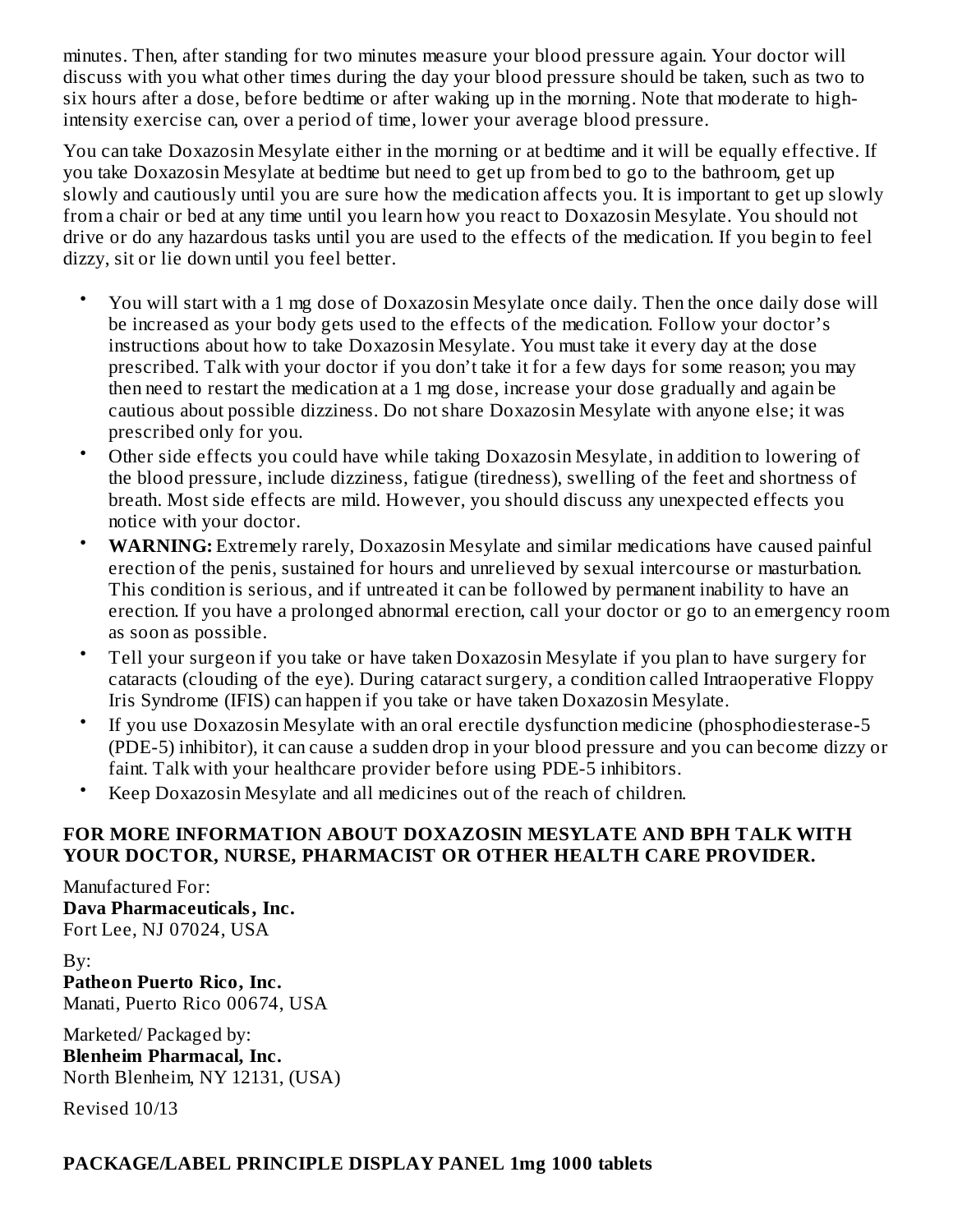minutes. Then, after standing for two minutes measure your blood pressure again. Your doctor will discuss with you what other times during the day your blood pressure should be taken, such as two to six hours after a dose, before bedtime or after waking up in the morning. Note that moderate to high-intensity exercise can, over a period of time, lower your average blood pressure.

You can take Doxazosin Mesylate either in the morning or at bedtime and it will be equally effective. If you take Doxazosin Mesylate at bedtime but need to get up from bed to go to the bathroom, get up slowly and cautiously until you are sure how the medication affects you. It is important to get up slowly from a chair or bed at any time until you learn how you react to Doxazosin Mesylate. You should not drive or do any hazardous tasks until you are used to the effects of the medication. If you begin to feel dizzy, sit or lie down until you feel better.

- You will start with a 1 mg dose of Doxazosin Mesylate once daily. Then the once daily dose will be increased as your body gets used to the effects of the medication. Follow your doctor's instructions about how to take Doxazosin Mesylate. You must take it every day at the dose prescribed. Talk with your doctor if you don't take it for a few days for some reason; you may then need to restart the medication at a 1 mg dose, increase your dose gradually and again be cautious about possible dizziness. Do not share Doxazosin Mesylate with anyone else; it was prescribed only for you.
- Other side effects you could have while taking Doxazosin Mesylate, in addition to lowering of the blood pressure, include dizziness, fatigue (tiredness), swelling of the feet and shortness of breath. Most side effects are mild. However, you should discuss any unexpected effects you notice with your doctor.
- **WARNING:** Extremely rarely, Doxazosin Mesylate and similar medications have caused painful erection of the penis, sustained for hours and unrelieved by sexual intercourse or masturbation. This condition is serious, and if untreated it can be followed by permanent inability to have an erection. If you have a prolonged abnormal erection, call your doctor or go to an emergency room as soon as possible.
- Tell your surgeon if you take or have taken Doxazosin Mesylate if you plan to have surgery for cataracts (clouding of the eye). During cataract surgery, a condition called Intraoperative Floppy Iris Syndrome (IFIS) can happen if you take or have taken Doxazosin Mesylate.
- If you use Doxazosin Mesylate with an oral erectile dysfunction medicine (phosphodiesterase-5 (PDE-5) inhibitor), it can cause a sudden drop in your blood pressure and you can become dizzy or faint. Talk with your healthcare provider before using PDE-5 inhibitors.
- Keep Doxazosin Mesylate and all medicines out of the reach of children.

**FOR MORE INFORMATION ABOUT DOXAZOSIN MESYLATE AND BPH TALK WITH YOUR DOCTOR, NURSE, PHARMACIST OR OTHER HEALTH CARE PROVIDER.**

Manufactured For:
**Dava Pharmaceuticals, Inc.**
Fort Lee, NJ 07024, USA

By:
**Patheon Puerto Rico, Inc.**
Manati, Puerto Rico 00674, USA

Marketed/ Packaged by:
**Blenheim Pharmacal, Inc.**
North Blenheim, NY 12131, (USA)

Revised 10/13

## PACKAGE/LABEL PRINCIPLE DISPLAY PANEL 1mg 1000 tablets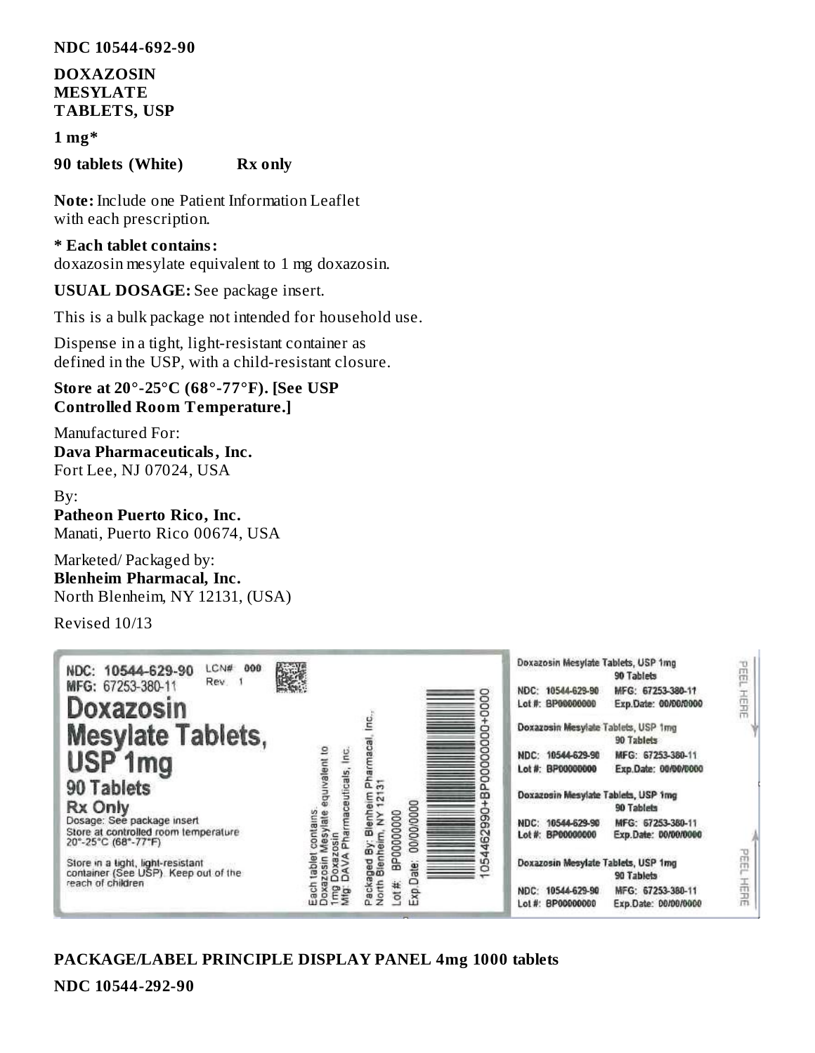**NDC 10544-692-90**

**DOXAZOSIN MESYLATE TABLETS, USP**

**1 mg***

**90 tablets (White) Rx only**

**Note:** Include one Patient Information Leaflet with each prescription.

*** Each tablet contains:**
doxazosin mesylate equivalent to 1 mg doxazosin.

**USUAL DOSAGE:** See package insert.

This is a bulk package not intended for household use.

Dispense in a tight, light-resistant container as defined in the USP, with a child-resistant closure.

**Store at 20°-25°C (68°-77°F). [See USP Controlled Room Temperature.]**

Manufactured For:
**Dava Pharmaceuticals, Inc.**
Fort Lee, NJ 07024, USA

By:
**Patheon Puerto Rico, Inc.**
Manati, Puerto Rico 00674, USA

Marketed/ Packaged by:
**Blenheim Pharmacal, Inc.**
North Blenheim, NY 12131, (USA)

Revised 10/13

NDC: 10544-629-90 LCN# 000
MFG: 67253-380-11 Rev. 1

Doxazosin Mesylate Tablets, USP 1mg
90 Tablets
Rx Only
Dosage: See package insert
Store at controlled room temperature 20°-25°C (68°-77°F)

Store in a tight, light-resistant container (See USP). Keep out of the reach of children

Each tablet contains: Doxazosin Mesylate equivalent to 1mg Doxazosin
Mfg: DAVA Pharmaceuticals, Inc.
Packaged By: Blenheim Pharmacal, Inc., North Blenheim, NY 12131
Lot #: BP00000000
Exp.Date: 00/00/0000

1054462990+BP00000000+0000

Doxazosin Mesylate Tablets, USP 1mg
90 Tablets
NDC: 10544-629-90 MFG: 67253-380-11
Lot #: BP00000000 Exp.Date: 00/00/0000

Doxazosin Mesylate Tablets, USP 1mg
90 Tablets
NDC: 10544-629-90 MFG: 67253-380-11
Lot #: BP00000000 Exp.Date: 00/00/0000

Doxazosin Mesylate Tablets, USP 1mg
90 Tablets
NDC: 10544-629-90 MFG: 67253-380-11
Lot #: BP00000000 Exp.Date: 00/00/0000

Doxazosin Mesylate Tablets, USP 1mg
90 Tablets
NDC: 10544-629-90 MFG: 67253-380-11
Lot #: BP00000000 Exp.Date: 00/00/0000

PEEL HERE

PEEL HERE

**PACKAGE/LABEL PRINCIPLE DISPLAY PANEL 4mg 1000 tablets**

**NDC 10544-292-90**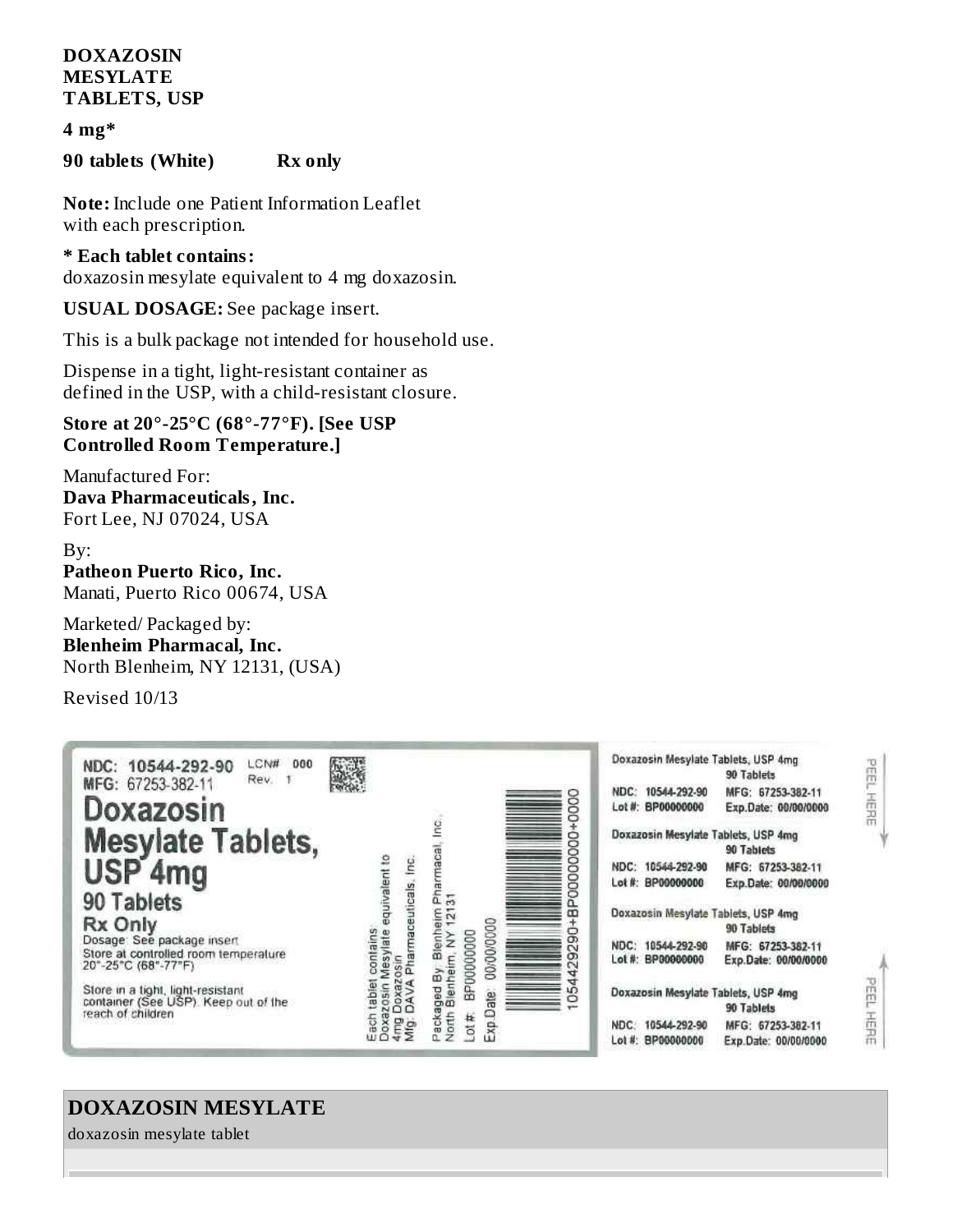**DOXAZOSIN MESYLATE TABLETS, USP**

**4 mg***

**90 tablets (White) Rx only**

**Note:** Include one Patient Information Leaflet with each prescription.

*** Each tablet contains:**
doxazosin mesylate equivalent to 4 mg doxazosin.

**USUAL DOSAGE:** See package insert.

This is a bulk package not intended for household use.

Dispense in a tight, light-resistant container as defined in the USP, with a child-resistant closure.

**Store at 20°-25°C (68°-77°F). [See USP Controlled Room Temperature.]**

Manufactured For:
**Dava Pharmaceuticals, Inc.**
Fort Lee, NJ 07024, USA

By:
**Patheon Puerto Rico, Inc.**
Manati, Puerto Rico 00674, USA

Marketed/ Packaged by:
**Blenheim Pharmacal, Inc.**
North Blenheim, NY 12131, (USA)

Revised 10/13

NDC: 10544-292-90 LCN# 000
MFG: 67253-382-11 Rev. 1

Doxazosin Mesylate Tablets, USP 4mg
90 Tablets
Rx Only
Dosage: See package insert
Store at controlled room temperature 20°-25°C (68°-77°F)

Store in a tight, light-resistant container (See USP). Keep out of the reach of children

Each tablet contains: Doxazosin Mesylate equivalent to 4mg Doxazosin
Mfg: DAVA Pharmaceuticals, Inc.

Packaged By: Blenheim Pharmacal, Inc., North Blenheim, NY 12131
Lot #: BP00000000
Exp Date: 00/00/0000

105442920+BP00000000+0000

Doxazosin Mesylate Tablets, USP 4mg
90 Tablets
NDC: 10544-292-90 MFG: 67253-382-11
Lot #: BP00000000 Exp.Date: 00/00/0000

Doxazosin Mesylate Tablets, USP 4mg
90 Tablets
NDC: 10544-292-90 MFG: 67253-382-11
Lot #: BP00000000 Exp.Date: 00/00/0000

Doxazosin Mesylate Tablets, USP 4mg
90 Tablets
NDC: 10544-292-90 MFG: 67253-382-11
Lot #: BP00000000 Exp.Date: 00/00/0000

Doxazosin Mesylate Tablets, USP 4mg
90 Tablets
NDC: 10544-292-90 MFG: 67253-382-11
Lot #: BP00000000 Exp.Date: 00/00/0000

PEEL HERE

PEEL HERE

## DOXAZOSIN MESYLATE

doxazosin mesylate tablet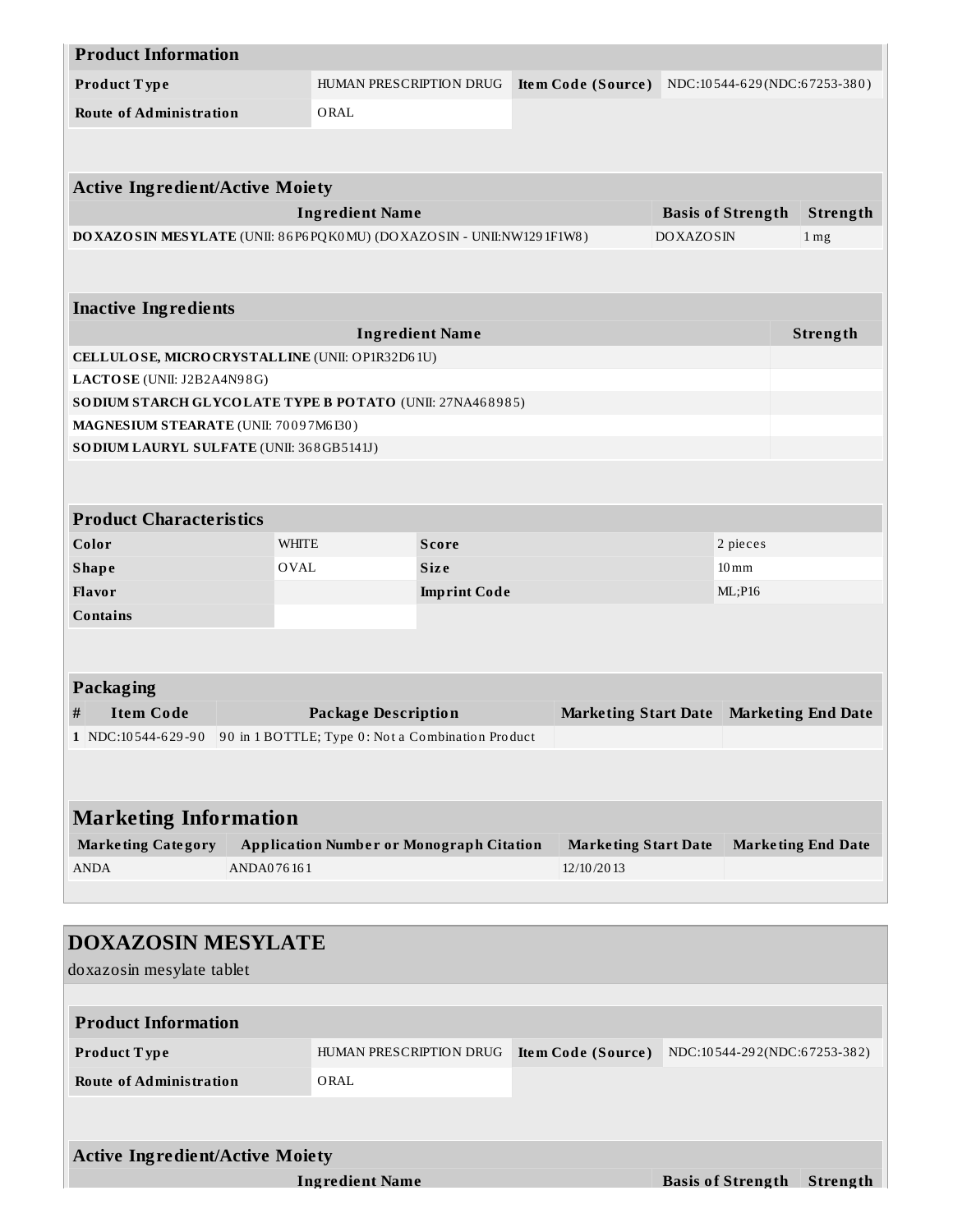| Product Information | | | |
|---|---|---|---|
| Product Type | HUMAN PRESCRIPTION DRUG | Item Code (Source) | NDC:10544-629(NDC:67253-380) |
| Route of Administration | ORAL | | |

| Active Ingredient/Active Moiety | | |
|---|---|---|
| Ingredient Name | Basis of Strength | Strength |
| DOXAZOSIN MESYLATE (UNII: 86P6PQK0MU) (DOXAZOSIN - UNII:NW1291F1W8) | DOXAZOSIN | 1 mg |

| Inactive Ingredients | |
|---|---|
| Ingredient Name | Strength |
| CELLULOSE, MICROCRYSTALLINE (UNII: OP1R32D61U) | |
| LACTOSE (UNII: J2B2A4N98G) | |
| SODIUM STARCH GLYCOLATE TYPE B POTATO (UNII: 27NA468985) | |
| MAGNESIUM STEARATE (UNII: 70097M6I30) | |
| SODIUM LAURYL SULFATE (UNII: 368GB5141J) | |

| Product Characteristics | | | |
|---|---|---|---|
| Color | WHITE | Score | 2 pieces |
| Shape | OVAL | Size | 10mm |
| Flavor | | Imprint Code | ML;P16 |
| Contains | | | |

| Packaging | | | | |
|---|---|---|---|---|
| # | Item Code | Package Description | Marketing Start Date | Marketing End Date |
| 1 | NDC:10544-629-90 | 90 in 1 BOTTLE; Type 0: Not a Combination Product | | |

| Marketing Information | | | |
|---|---|---|---|
| Marketing Category | Application Number or Monograph Citation | Marketing Start Date | Marketing End Date |
| ANDA | ANDA076161 | 12/10/2013 | |

## DOXAZOSIN MESYLATE

doxazosin mesylate tablet

| Product Information | | | |
|---|---|---|---|
| Product Type | HUMAN PRESCRIPTION DRUG | Item Code (Source) | NDC:10544-292(NDC:67253-382) |
| Route of Administration | ORAL | | |

| Active Ingredient/Active Moiety | | |
|---|---|---|
| Ingredient Name | Basis of Strength | Strength |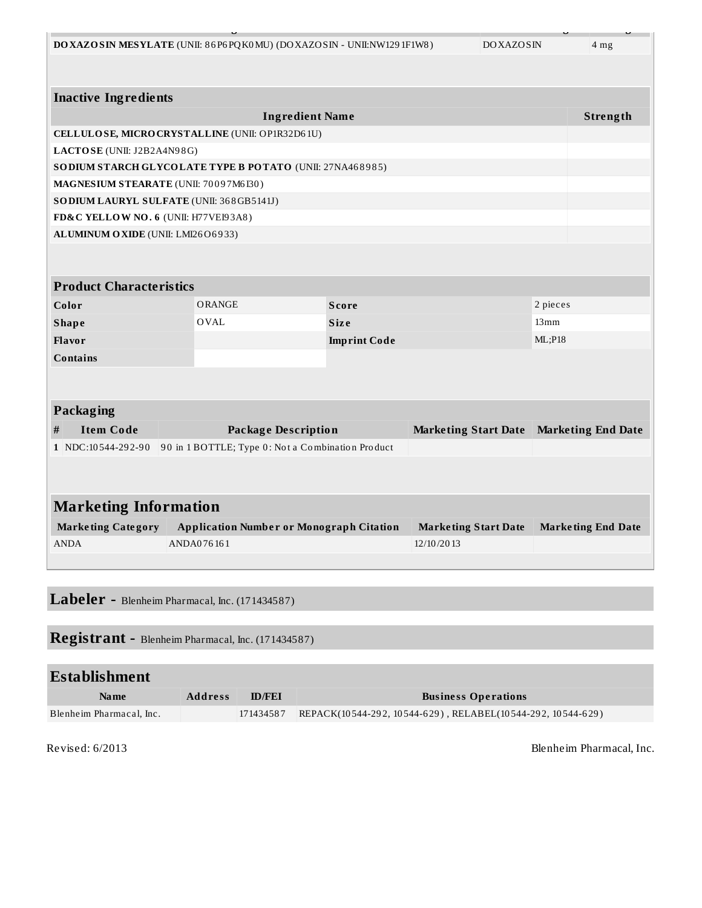| | | |
|---|---|---|
| **DOXAZOSIN MESYLATE** (UNII: 86P6PQK0MU) (DOXAZOSIN - UNII:NW1291F1W8) | DOXAZOSIN | 4 mg |

## Inactive Ingredients

| Ingredient Name | Strength |
|---|---|
| **CELLULOSE, MICROCRYSTALLINE** (UNII: OP1R32D61U) | |
| **LACTOSE** (UNII: J2B2A4N98G) | |
| **SODIUM STARCH GLYCOLATE TYPE B POTATO** (UNII: 27NA468985) | |
| **MAGNESIUM STEARATE** (UNII: 70097M6I30) | |
| **SODIUM LAURYL SULFATE** (UNII: 368GB5141J) | |
| **FD&C YELLOW NO. 6** (UNII: H77VEI93A8) | |
| **ALUMINUM OXIDE** (UNII: LMI26O6933) | |

## Product Characteristics

| | | | |
|---|---|---|---|
| **Color** | ORANGE | **Score** | 2 pieces |
| **Shape** | OVAL | **Size** | 13mm |
| **Flavor** | | **Imprint Code** | ML;P18 |
| **Contains** | | | |

## Packaging

| # | Item Code | Package Description | Marketing Start Date | Marketing End Date |
|---|---|---|---|---|
| 1 | NDC:10544-292-90 | 90 in 1 BOTTLE; Type 0: Not a Combination Product | | |

## Marketing Information

| Marketing Category | Application Number or Monograph Citation | Marketing Start Date | Marketing End Date |
|---|---|---|---|
| ANDA | ANDA076161 | 12/10/2013 | |

## Labeler - Blenheim Pharmacal, Inc. (171434587)

## Registrant - Blenheim Pharmacal, Inc. (171434587)

## Establishment

| Name | Address | ID/FEI | Business Operations |
|---|---|---|---|
| Blenheim Pharmacal, Inc. | | 171434587 | REPACK(10544-292, 10544-629) , RELABEL(10544-292, 10544-629) |

Revised: 6/2013

Blenheim Pharmacal, Inc.